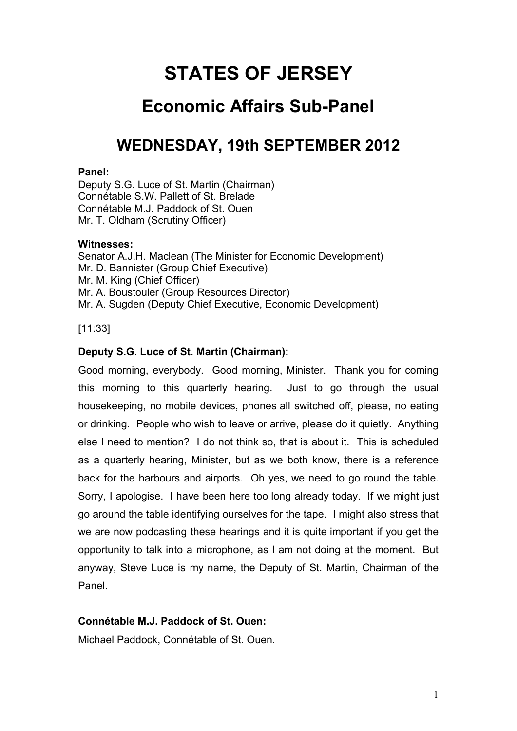# STATES OF JERSEY

## Economic Affairs Sub-Panel

## WEDNESDAY, 19th SEPTEMBER 2012

**Panel:**
Deputy S.G. Luce of St. Martin (Chairman)
Connétable S.W. Pallett of St. Brelade
Connétable M.J. Paddock of St. Ouen
Mr. T. Oldham (Scrutiny Officer)

**Witnesses:**
Senator A.J.H. Maclean (The Minister for Economic Development)
Mr. D. Bannister (Group Chief Executive)
Mr. M. King (Chief Officer)
Mr. A. Boustouler (Group Resources Director)
Mr. A. Sugden (Deputy Chief Executive, Economic Development)

[11:33]

**Deputy S.G. Luce of St. Martin (Chairman):**

Good morning, everybody. Good morning, Minister. Thank you for coming this morning to this quarterly hearing. Just to go through the usual housekeeping, no mobile devices, phones all switched off, please, no eating or drinking. People who wish to leave or arrive, please do it quietly. Anything else I need to mention? I do not think so, that is about it. This is scheduled as a quarterly hearing, Minister, but as we both know, there is a reference back for the harbours and airports. Oh yes, we need to go round the table. Sorry, I apologise. I have been here too long already today. If we might just go around the table identifying ourselves for the tape. I might also stress that we are now podcasting these hearings and it is quite important if you get the opportunity to talk into a microphone, as I am not doing at the moment. But anyway, Steve Luce is my name, the Deputy of St. Martin, Chairman of the Panel.

**Connétable M.J. Paddock of St. Ouen:**

Michael Paddock, Connétable of St. Ouen.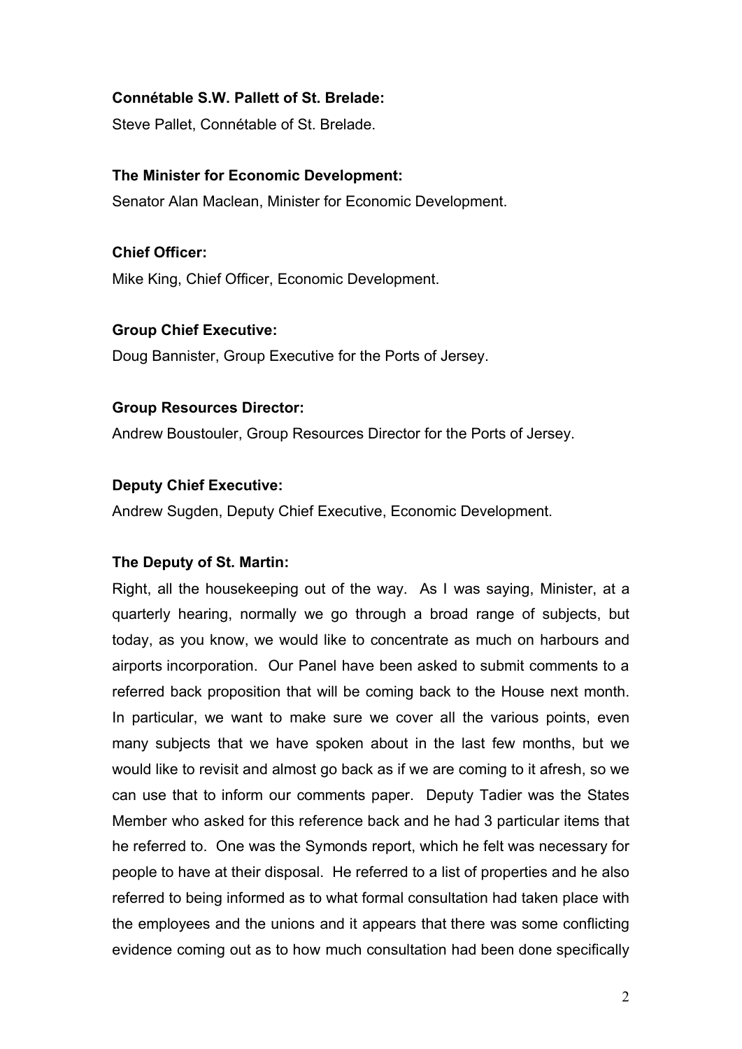**Connétable S.W. Pallett of St. Brelade:**

Steve Pallet, Connétable of St. Brelade.

**The Minister for Economic Development:**

Senator Alan Maclean, Minister for Economic Development.

**Chief Officer:**

Mike King, Chief Officer, Economic Development.

**Group Chief Executive:**

Doug Bannister, Group Executive for the Ports of Jersey.

**Group Resources Director:**

Andrew Boustouler, Group Resources Director for the Ports of Jersey.

**Deputy Chief Executive:**

Andrew Sugden, Deputy Chief Executive, Economic Development.

**The Deputy of St. Martin:**

Right, all the housekeeping out of the way. As I was saying, Minister, at a quarterly hearing, normally we go through a broad range of subjects, but today, as you know, we would like to concentrate as much on harbours and airports incorporation. Our Panel have been asked to submit comments to a referred back proposition that will be coming back to the House next month. In particular, we want to make sure we cover all the various points, even many subjects that we have spoken about in the last few months, but we would like to revisit and almost go back as if we are coming to it afresh, so we can use that to inform our comments paper. Deputy Tadier was the States Member who asked for this reference back and he had 3 particular items that he referred to. One was the Symonds report, which he felt was necessary for people to have at their disposal. He referred to a list of properties and he also referred to being informed as to what formal consultation had taken place with the employees and the unions and it appears that there was some conflicting evidence coming out as to how much consultation had been done specifically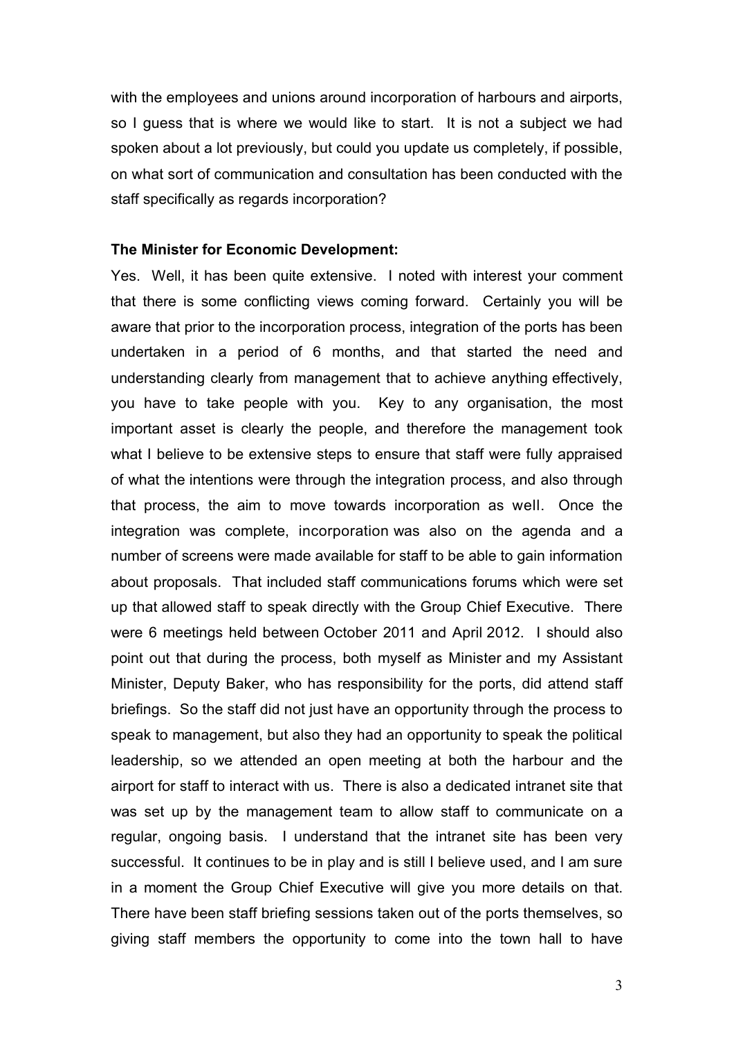with the employees and unions around incorporation of harbours and airports, so I guess that is where we would like to start. It is not a subject we had spoken about a lot previously, but could you update us completely, if possible, on what sort of communication and consultation has been conducted with the staff specifically as regards incorporation?

**The Minister for Economic Development:**

Yes. Well, it has been quite extensive. I noted with interest your comment that there is some conflicting views coming forward. Certainly you will be aware that prior to the incorporation process, integration of the ports has been undertaken in a period of 6 months, and that started the need and understanding clearly from management that to achieve anything effectively, you have to take people with you. Key to any organisation, the most important asset is clearly the people, and therefore the management took what I believe to be extensive steps to ensure that staff were fully appraised of what the intentions were through the integration process, and also through that process, the aim to move towards incorporation as well. Once the integration was complete, incorporation was also on the agenda and a number of screens were made available for staff to be able to gain information about proposals. That included staff communications forums which were set up that allowed staff to speak directly with the Group Chief Executive. There were 6 meetings held between October 2011 and April 2012. I should also point out that during the process, both myself as Minister and my Assistant Minister, Deputy Baker, who has responsibility for the ports, did attend staff briefings. So the staff did not just have an opportunity through the process to speak to management, but also they had an opportunity to speak the political leadership, so we attended an open meeting at both the harbour and the airport for staff to interact with us. There is also a dedicated intranet site that was set up by the management team to allow staff to communicate on a regular, ongoing basis. I understand that the intranet site has been very successful. It continues to be in play and is still I believe used, and I am sure in a moment the Group Chief Executive will give you more details on that. There have been staff briefing sessions taken out of the ports themselves, so giving staff members the opportunity to come into the town hall to have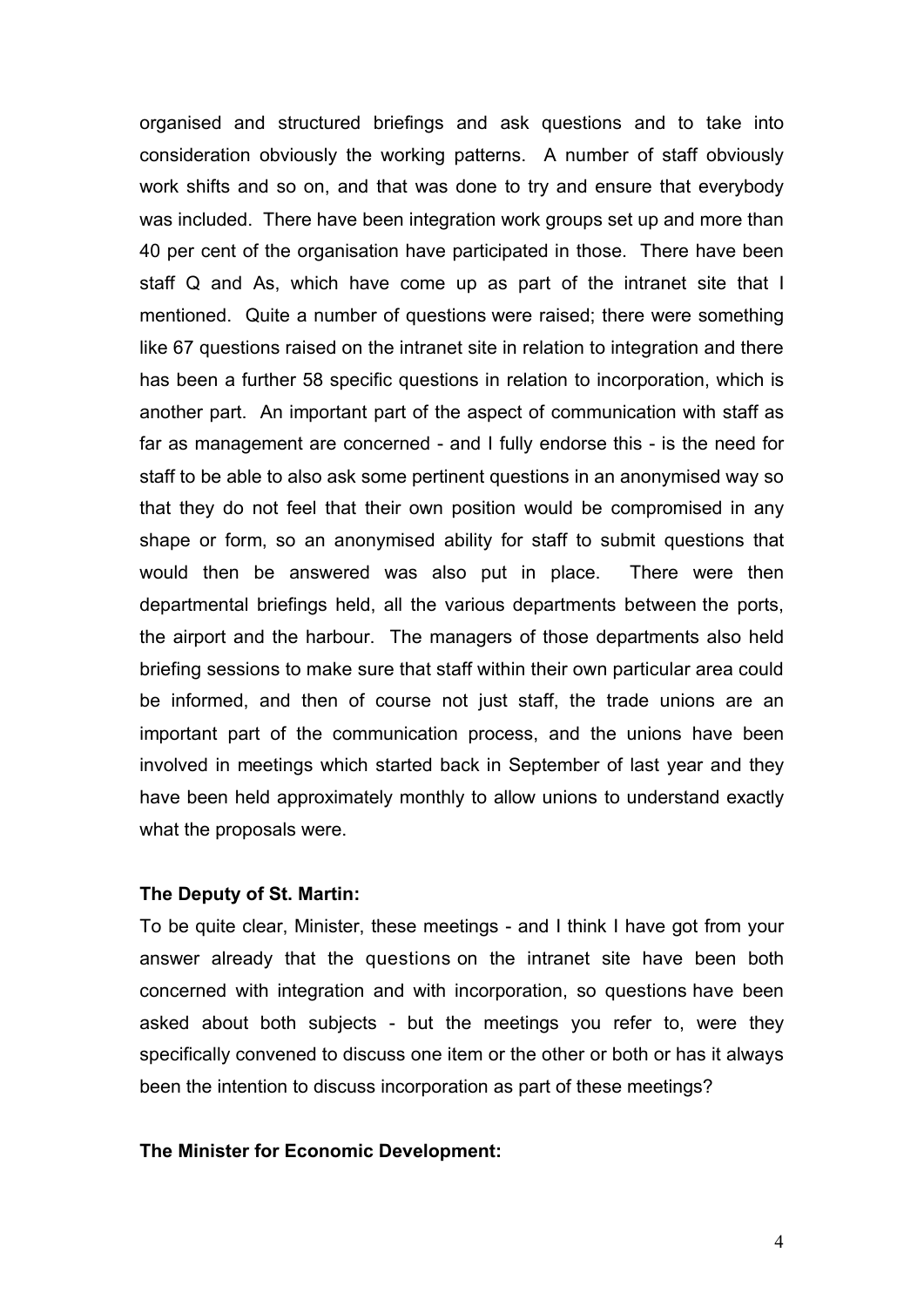organised and structured briefings and ask questions and to take into consideration obviously the working patterns. A number of staff obviously work shifts and so on, and that was done to try and ensure that everybody was included. There have been integration work groups set up and more than 40 per cent of the organisation have participated in those. There have been staff Q and As, which have come up as part of the intranet site that I mentioned. Quite a number of questions were raised; there were something like 67 questions raised on the intranet site in relation to integration and there has been a further 58 specific questions in relation to incorporation, which is another part. An important part of the aspect of communication with staff as far as management are concerned - and I fully endorse this - is the need for staff to be able to also ask some pertinent questions in an anonymised way so that they do not feel that their own position would be compromised in any shape or form, so an anonymised ability for staff to submit questions that would then be answered was also put in place. There were then departmental briefings held, all the various departments between the ports, the airport and the harbour. The managers of those departments also held briefing sessions to make sure that staff within their own particular area could be informed, and then of course not just staff, the trade unions are an important part of the communication process, and the unions have been involved in meetings which started back in September of last year and they have been held approximately monthly to allow unions to understand exactly what the proposals were.

**The Deputy of St. Martin:**

To be quite clear, Minister, these meetings - and I think I have got from your answer already that the questions on the intranet site have been both concerned with integration and with incorporation, so questions have been asked about both subjects - but the meetings you refer to, were they specifically convened to discuss one item or the other or both or has it always been the intention to discuss incorporation as part of these meetings?

**The Minister for Economic Development:**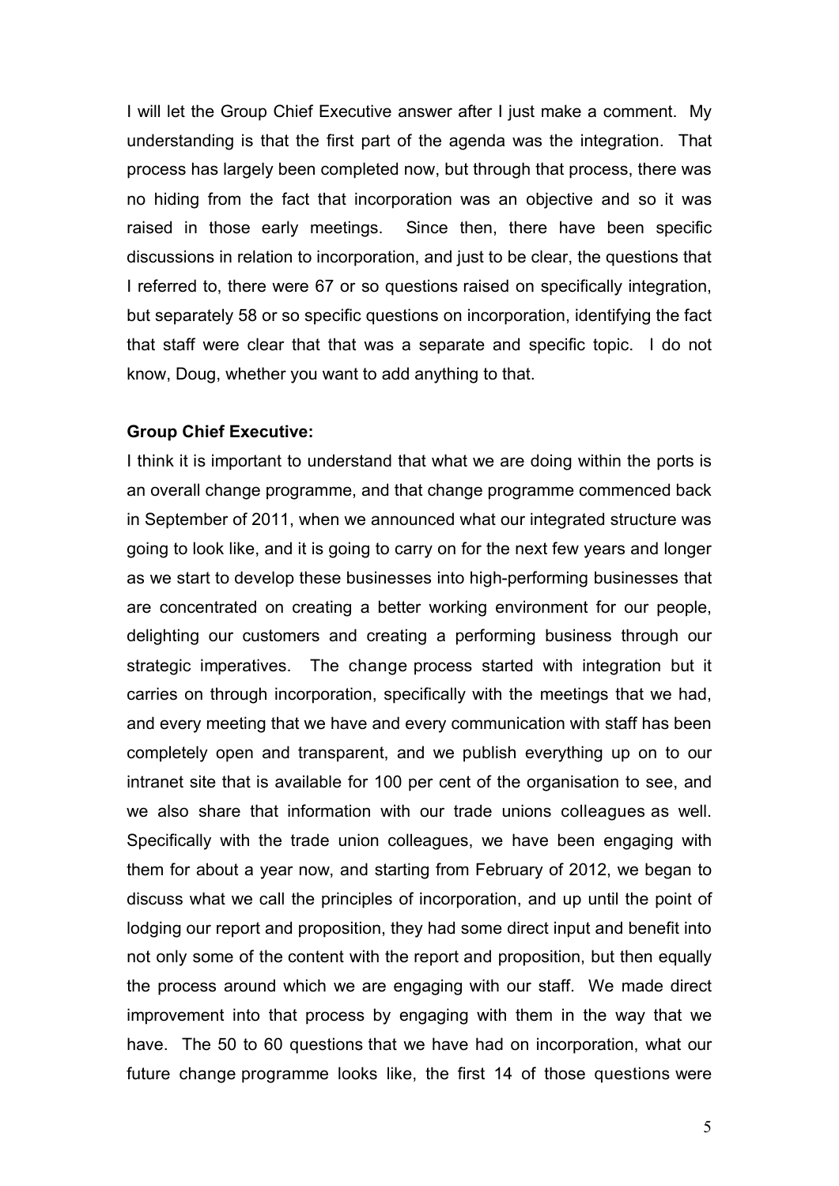I will let the Group Chief Executive answer after I just make a comment. My understanding is that the first part of the agenda was the integration. That process has largely been completed now, but through that process, there was no hiding from the fact that incorporation was an objective and so it was raised in those early meetings. Since then, there have been specific discussions in relation to incorporation, and just to be clear, the questions that I referred to, there were 67 or so questions raised on specifically integration, but separately 58 or so specific questions on incorporation, identifying the fact that staff were clear that that was a separate and specific topic. I do not know, Doug, whether you want to add anything to that.

**Group Chief Executive:**

I think it is important to understand that what we are doing within the ports is an overall change programme, and that change programme commenced back in September of 2011, when we announced what our integrated structure was going to look like, and it is going to carry on for the next few years and longer as we start to develop these businesses into high-performing businesses that are concentrated on creating a better working environment for our people, delighting our customers and creating a performing business through our strategic imperatives. The change process started with integration but it carries on through incorporation, specifically with the meetings that we had, and every meeting that we have and every communication with staff has been completely open and transparent, and we publish everything up on to our intranet site that is available for 100 per cent of the organisation to see, and we also share that information with our trade unions colleagues as well. Specifically with the trade union colleagues, we have been engaging with them for about a year now, and starting from February of 2012, we began to discuss what we call the principles of incorporation, and up until the point of lodging our report and proposition, they had some direct input and benefit into not only some of the content with the report and proposition, but then equally the process around which we are engaging with our staff. We made direct improvement into that process by engaging with them in the way that we have. The 50 to 60 questions that we have had on incorporation, what our future change programme looks like, the first 14 of those questions were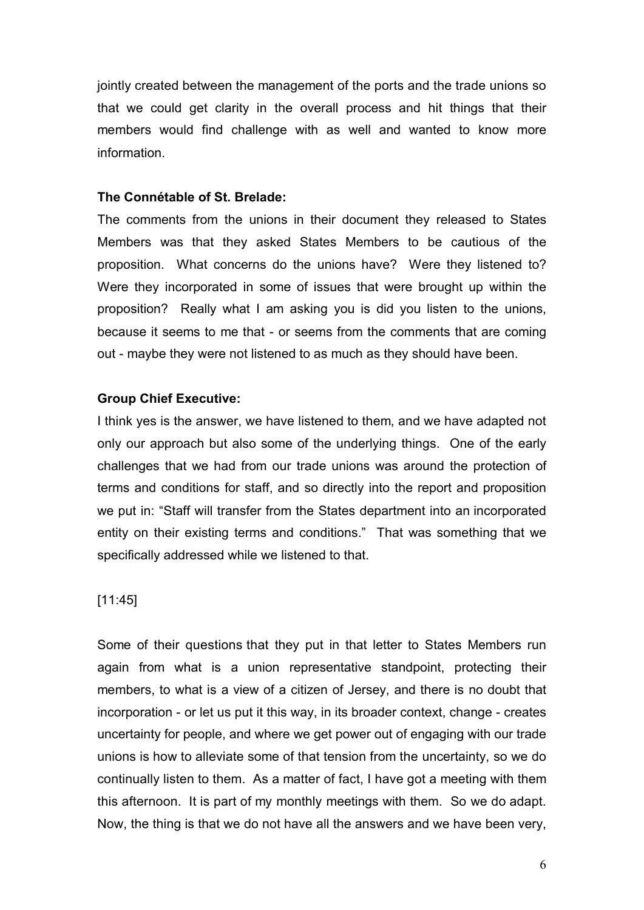jointly created between the management of the ports and the trade unions so that we could get clarity in the overall process and hit things that their members would find challenge with as well and wanted to know more information.

**The Connétable of St. Brelade:**

The comments from the unions in their document they released to States Members was that they asked States Members to be cautious of the proposition. What concerns do the unions have? Were they listened to? Were they incorporated in some of issues that were brought up within the proposition? Really what I am asking you is did you listen to the unions, because it seems to me that - or seems from the comments that are coming out - maybe they were not listened to as much as they should have been.

**Group Chief Executive:**

I think yes is the answer, we have listened to them, and we have adapted not only our approach but also some of the underlying things. One of the early challenges that we had from our trade unions was around the protection of terms and conditions for staff, and so directly into the report and proposition we put in: "Staff will transfer from the States department into an incorporated entity on their existing terms and conditions." That was something that we specifically addressed while we listened to that.

[11:45]

Some of their questions that they put in that letter to States Members run again from what is a union representative standpoint, protecting their members, to what is a view of a citizen of Jersey, and there is no doubt that incorporation - or let us put it this way, in its broader context, change - creates uncertainty for people, and where we get power out of engaging with our trade unions is how to alleviate some of that tension from the uncertainty, so we do continually listen to them. As a matter of fact, I have got a meeting with them this afternoon. It is part of my monthly meetings with them. So we do adapt. Now, the thing is that we do not have all the answers and we have been very,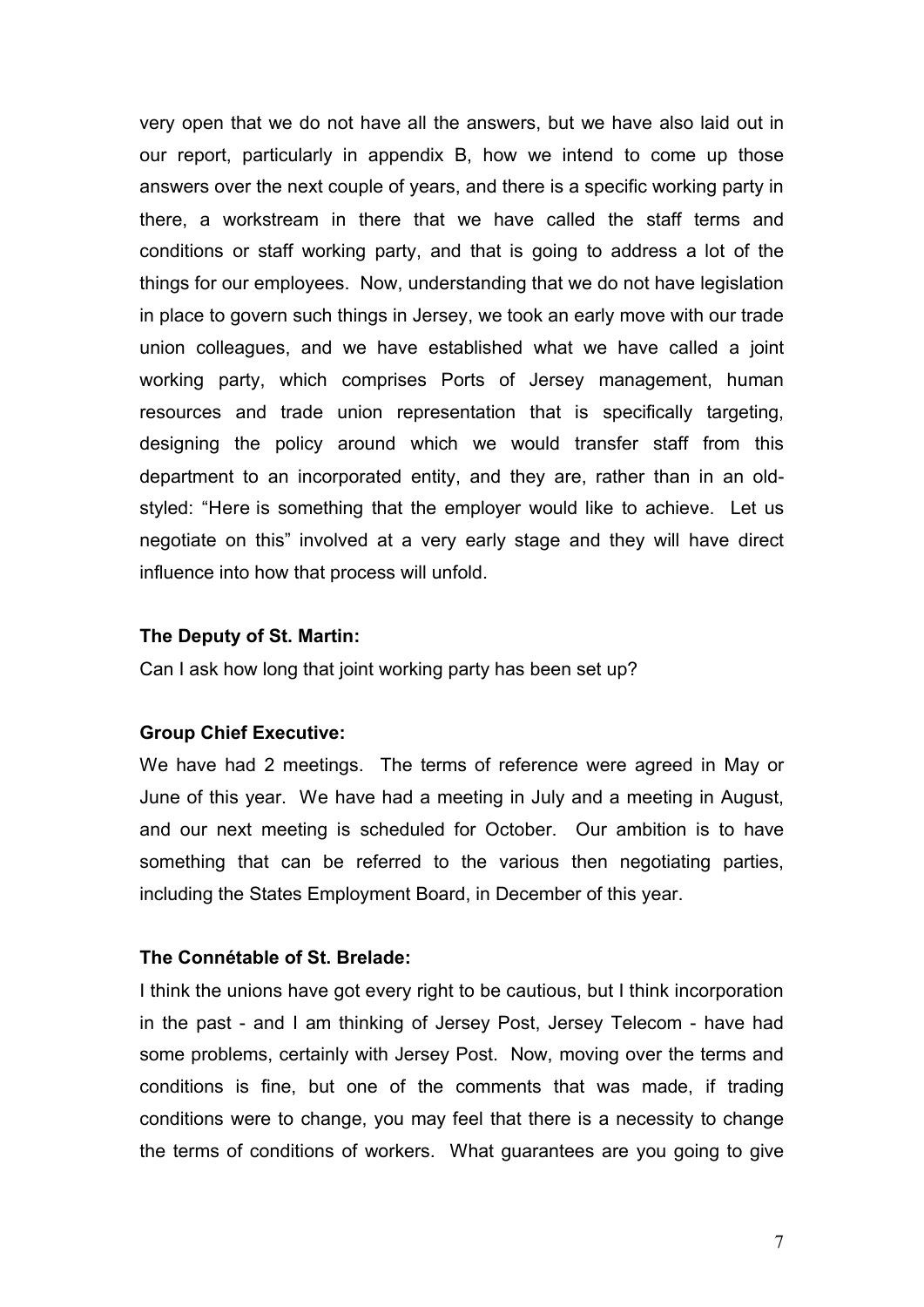very open that we do not have all the answers, but we have also laid out in our report, particularly in appendix B, how we intend to come up those answers over the next couple of years, and there is a specific working party in there, a workstream in there that we have called the staff terms and conditions or staff working party, and that is going to address a lot of the things for our employees. Now, understanding that we do not have legislation in place to govern such things in Jersey, we took an early move with our trade union colleagues, and we have established what we have called a joint working party, which comprises Ports of Jersey management, human resources and trade union representation that is specifically targeting, designing the policy around which we would transfer staff from this department to an incorporated entity, and they are, rather than in an old-styled: "Here is something that the employer would like to achieve. Let us negotiate on this" involved at a very early stage and they will have direct influence into how that process will unfold.

**The Deputy of St. Martin:**

Can I ask how long that joint working party has been set up?

**Group Chief Executive:**

We have had 2 meetings. The terms of reference were agreed in May or June of this year. We have had a meeting in July and a meeting in August, and our next meeting is scheduled for October. Our ambition is to have something that can be referred to the various then negotiating parties, including the States Employment Board, in December of this year.

**The Connétable of St. Brelade:**

I think the unions have got every right to be cautious, but I think incorporation in the past - and I am thinking of Jersey Post, Jersey Telecom - have had some problems, certainly with Jersey Post. Now, moving over the terms and conditions is fine, but one of the comments that was made, if trading conditions were to change, you may feel that there is a necessity to change the terms of conditions of workers. What guarantees are you going to give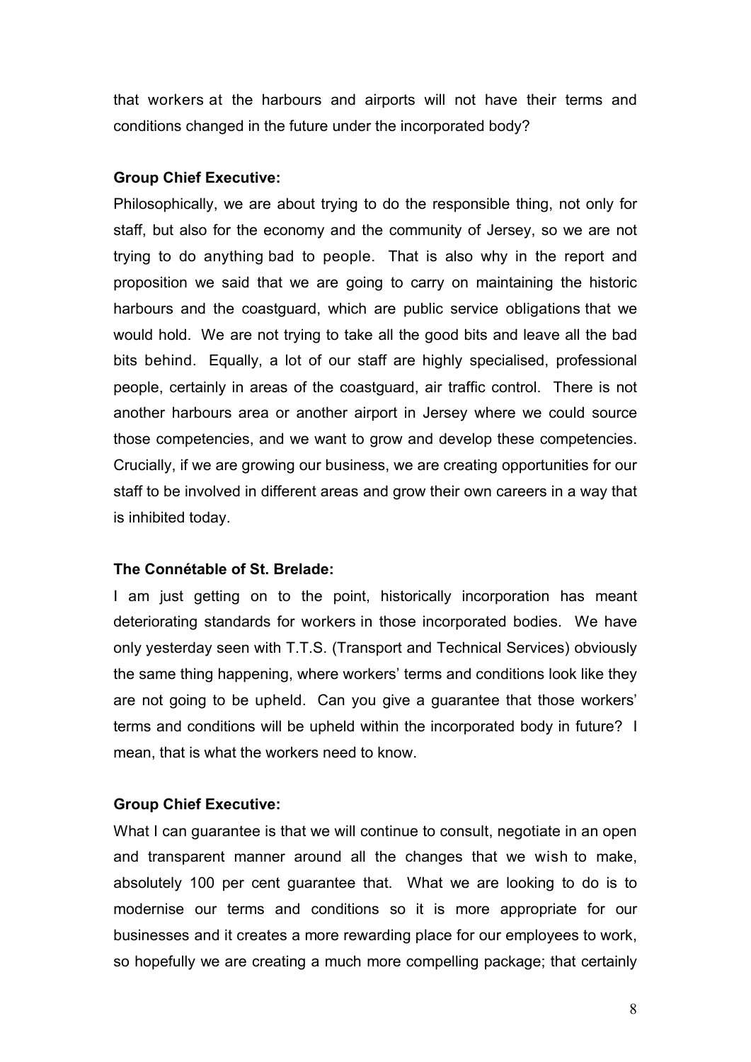that workers at the harbours and airports will not have their terms and conditions changed in the future under the incorporated body?

**Group Chief Executive:**

Philosophically, we are about trying to do the responsible thing, not only for staff, but also for the economy and the community of Jersey, so we are not trying to do anything bad to people. That is also why in the report and proposition we said that we are going to carry on maintaining the historic harbours and the coastguard, which are public service obligations that we would hold. We are not trying to take all the good bits and leave all the bad bits behind. Equally, a lot of our staff are highly specialised, professional people, certainly in areas of the coastguard, air traffic control. There is not another harbours area or another airport in Jersey where we could source those competencies, and we want to grow and develop these competencies. Crucially, if we are growing our business, we are creating opportunities for our staff to be involved in different areas and grow their own careers in a way that is inhibited today.

**The Connétable of St. Brelade:**

I am just getting on to the point, historically incorporation has meant deteriorating standards for workers in those incorporated bodies. We have only yesterday seen with T.T.S. (Transport and Technical Services) obviously the same thing happening, where workers' terms and conditions look like they are not going to be upheld. Can you give a guarantee that those workers' terms and conditions will be upheld within the incorporated body in future? I mean, that is what the workers need to know.

**Group Chief Executive:**

What I can guarantee is that we will continue to consult, negotiate in an open and transparent manner around all the changes that we wish to make, absolutely 100 per cent guarantee that. What we are looking to do is to modernise our terms and conditions so it is more appropriate for our businesses and it creates a more rewarding place for our employees to work, so hopefully we are creating a much more compelling package; that certainly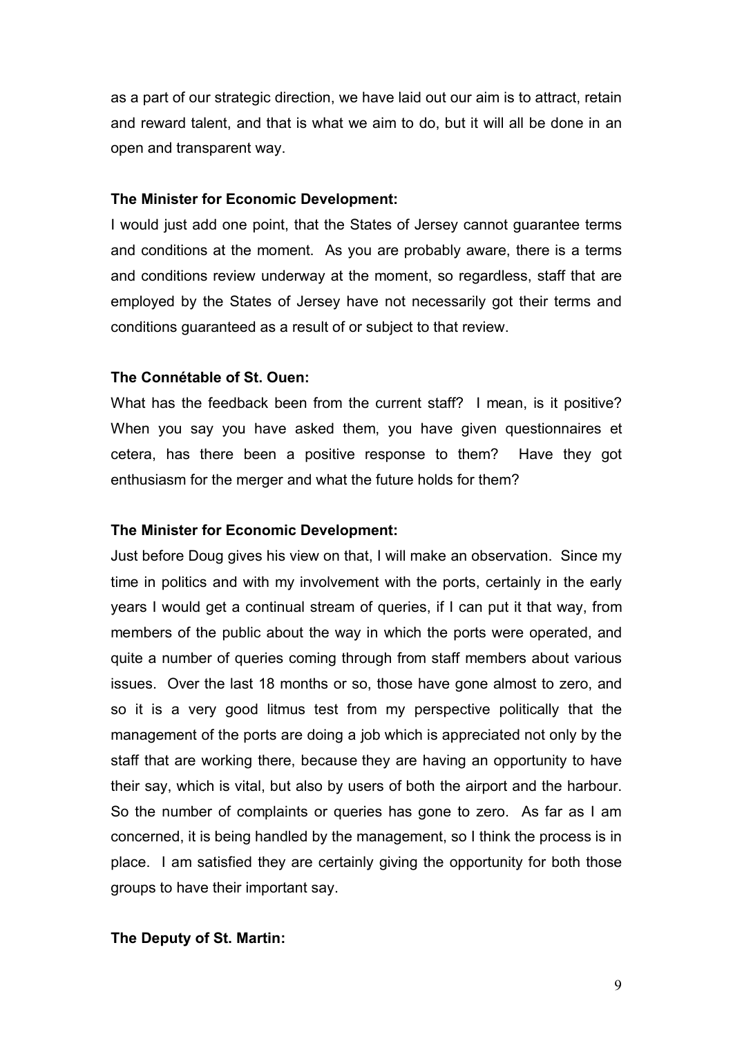as a part of our strategic direction, we have laid out our aim is to attract, retain and reward talent, and that is what we aim to do, but it will all be done in an open and transparent way.

**The Minister for Economic Development:**

I would just add one point, that the States of Jersey cannot guarantee terms and conditions at the moment. As you are probably aware, there is a terms and conditions review underway at the moment, so regardless, staff that are employed by the States of Jersey have not necessarily got their terms and conditions guaranteed as a result of or subject to that review.

**The Connétable of St. Ouen:**

What has the feedback been from the current staff? I mean, is it positive? When you say you have asked them, you have given questionnaires et cetera, has there been a positive response to them? Have they got enthusiasm for the merger and what the future holds for them?

**The Minister for Economic Development:**

Just before Doug gives his view on that, I will make an observation. Since my time in politics and with my involvement with the ports, certainly in the early years I would get a continual stream of queries, if I can put it that way, from members of the public about the way in which the ports were operated, and quite a number of queries coming through from staff members about various issues. Over the last 18 months or so, those have gone almost to zero, and so it is a very good litmus test from my perspective politically that the management of the ports are doing a job which is appreciated not only by the staff that are working there, because they are having an opportunity to have their say, which is vital, but also by users of both the airport and the harbour. So the number of complaints or queries has gone to zero. As far as I am concerned, it is being handled by the management, so I think the process is in place. I am satisfied they are certainly giving the opportunity for both those groups to have their important say.

**The Deputy of St. Martin:**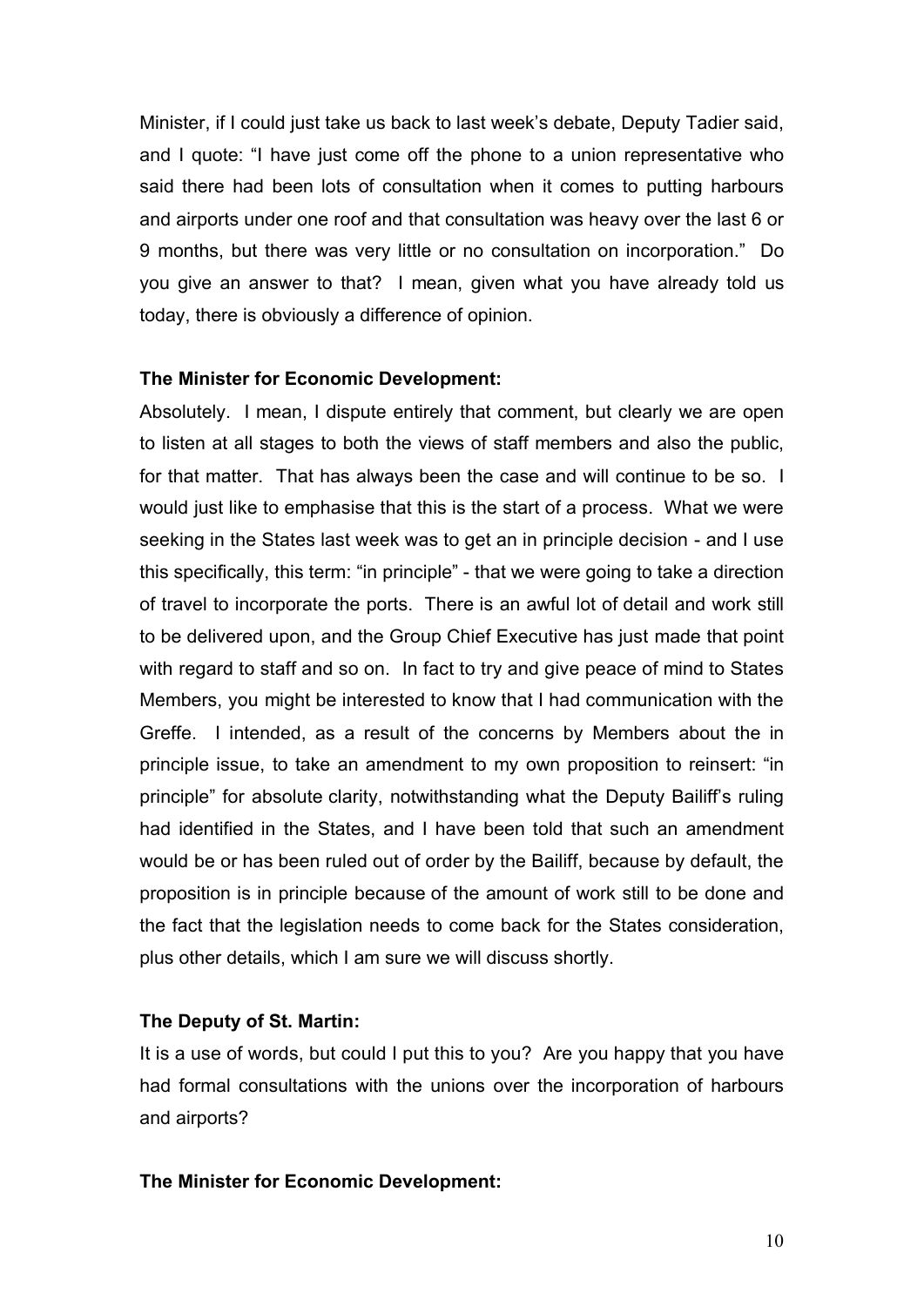Minister, if I could just take us back to last week's debate, Deputy Tadier said, and I quote: "I have just come off the phone to a union representative who said there had been lots of consultation when it comes to putting harbours and airports under one roof and that consultation was heavy over the last 6 or 9 months, but there was very little or no consultation on incorporation." Do you give an answer to that? I mean, given what you have already told us today, there is obviously a difference of opinion.

**The Minister for Economic Development:**

Absolutely. I mean, I dispute entirely that comment, but clearly we are open to listen at all stages to both the views of staff members and also the public, for that matter. That has always been the case and will continue to be so. I would just like to emphasise that this is the start of a process. What we were seeking in the States last week was to get an in principle decision - and I use this specifically, this term: "in principle" - that we were going to take a direction of travel to incorporate the ports. There is an awful lot of detail and work still to be delivered upon, and the Group Chief Executive has just made that point with regard to staff and so on. In fact to try and give peace of mind to States Members, you might be interested to know that I had communication with the Greffe. I intended, as a result of the concerns by Members about the in principle issue, to take an amendment to my own proposition to reinsert: "in principle" for absolute clarity, notwithstanding what the Deputy Bailiff's ruling had identified in the States, and I have been told that such an amendment would be or has been ruled out of order by the Bailiff, because by default, the proposition is in principle because of the amount of work still to be done and the fact that the legislation needs to come back for the States consideration, plus other details, which I am sure we will discuss shortly.

**The Deputy of St. Martin:**

It is a use of words, but could I put this to you? Are you happy that you have had formal consultations with the unions over the incorporation of harbours and airports?

**The Minister for Economic Development:**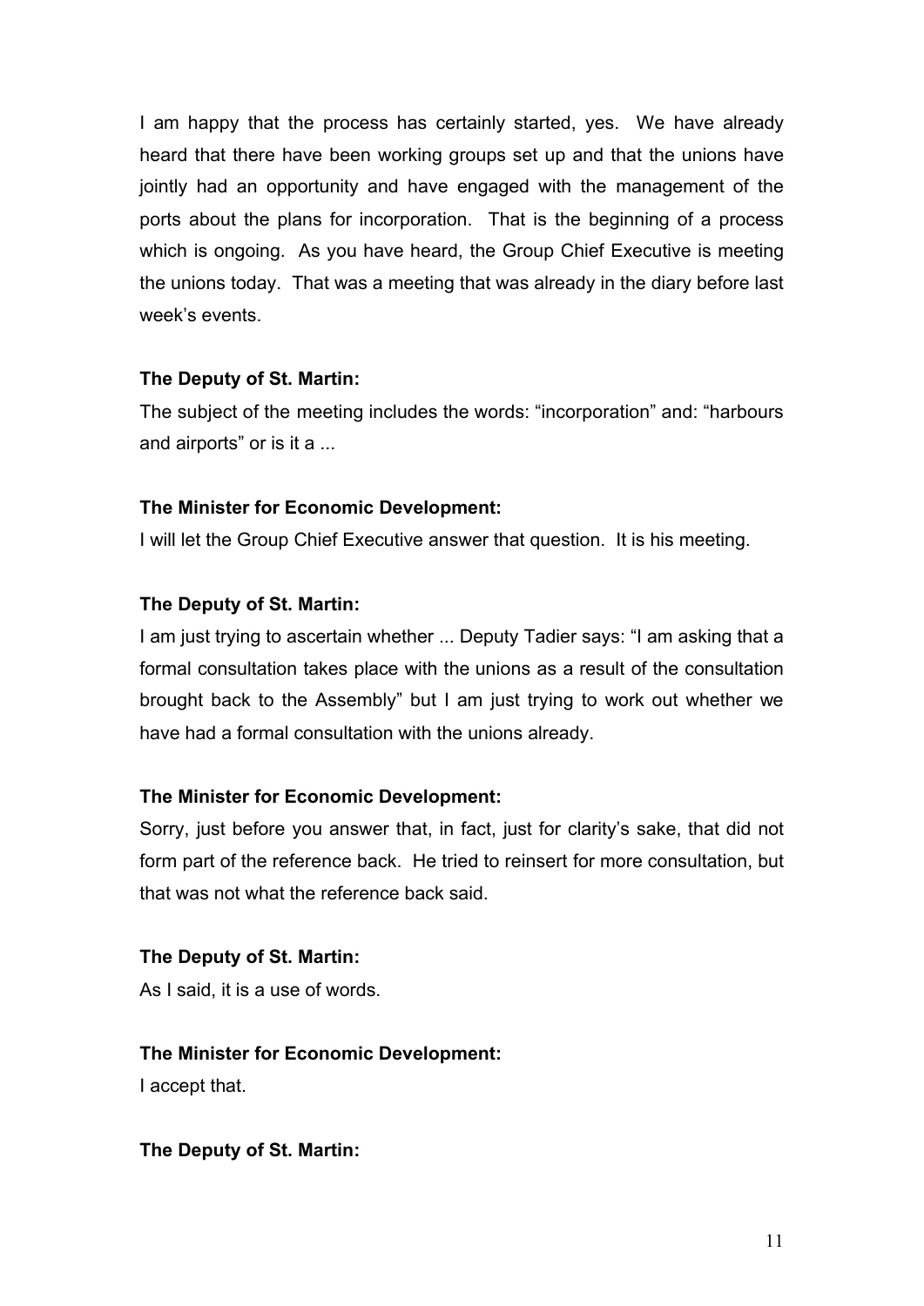I am happy that the process has certainly started, yes. We have already heard that there have been working groups set up and that the unions have jointly had an opportunity and have engaged with the management of the ports about the plans for incorporation. That is the beginning of a process which is ongoing. As you have heard, the Group Chief Executive is meeting the unions today. That was a meeting that was already in the diary before last week's events.

**The Deputy of St. Martin:**

The subject of the meeting includes the words: "incorporation" and: "harbours and airports" or is it a ...

**The Minister for Economic Development:**

I will let the Group Chief Executive answer that question. It is his meeting.

**The Deputy of St. Martin:**

I am just trying to ascertain whether ... Deputy Tadier says: "I am asking that a formal consultation takes place with the unions as a result of the consultation brought back to the Assembly" but I am just trying to work out whether we have had a formal consultation with the unions already.

**The Minister for Economic Development:**

Sorry, just before you answer that, in fact, just for clarity's sake, that did not form part of the reference back. He tried to reinsert for more consultation, but that was not what the reference back said.

**The Deputy of St. Martin:**

As I said, it is a use of words.

**The Minister for Economic Development:**

I accept that.

**The Deputy of St. Martin:**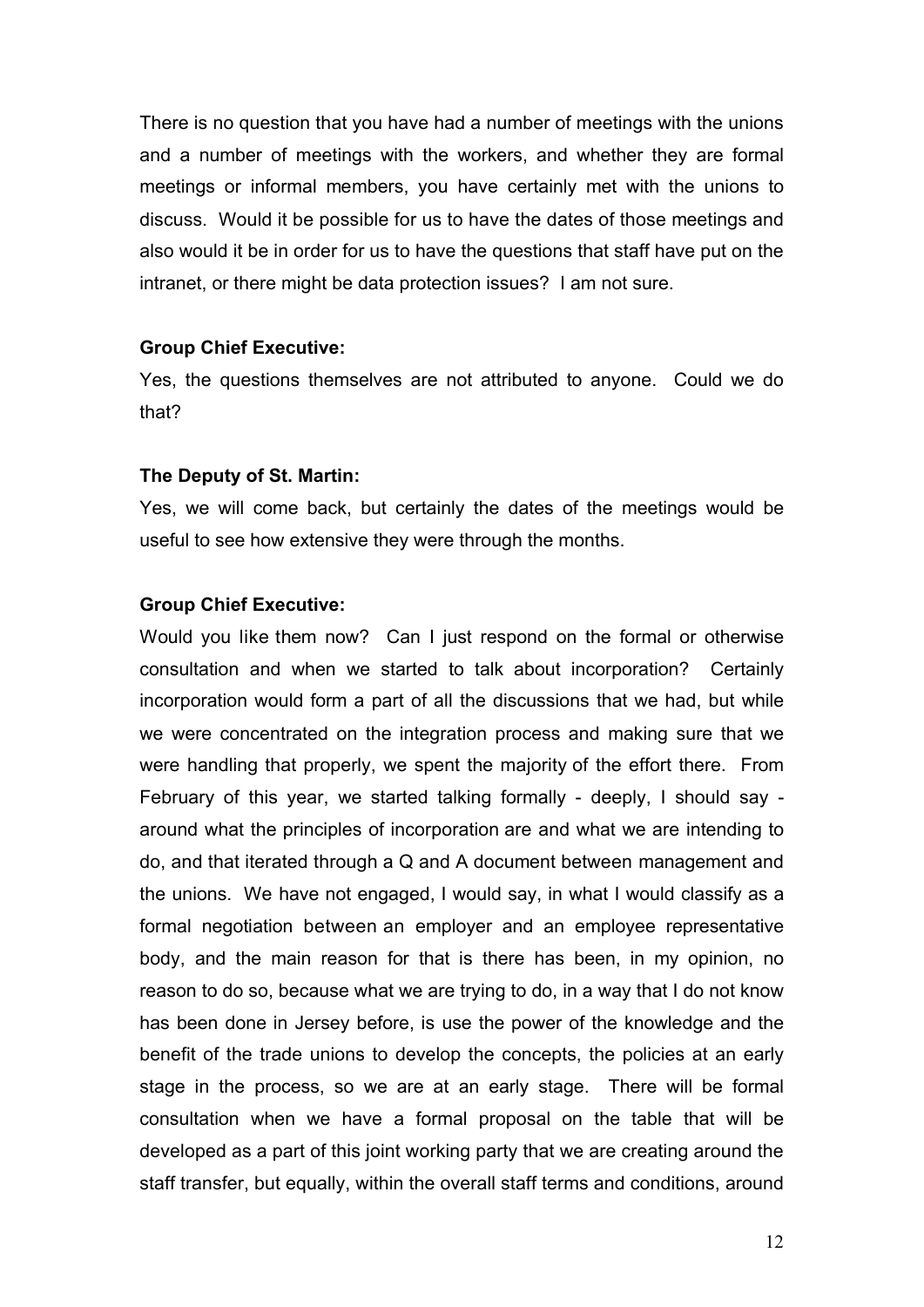There is no question that you have had a number of meetings with the unions and a number of meetings with the workers, and whether they are formal meetings or informal members, you have certainly met with the unions to discuss. Would it be possible for us to have the dates of those meetings and also would it be in order for us to have the questions that staff have put on the intranet, or there might be data protection issues? I am not sure.

**Group Chief Executive:**

Yes, the questions themselves are not attributed to anyone. Could we do that?

**The Deputy of St. Martin:**

Yes, we will come back, but certainly the dates of the meetings would be useful to see how extensive they were through the months.

**Group Chief Executive:**

Would you like them now? Can I just respond on the formal or otherwise consultation and when we started to talk about incorporation? Certainly incorporation would form a part of all the discussions that we had, but while we were concentrated on the integration process and making sure that we were handling that properly, we spent the majority of the effort there. From February of this year, we started talking formally - deeply, I should say - around what the principles of incorporation are and what we are intending to do, and that iterated through a Q and A document between management and the unions. We have not engaged, I would say, in what I would classify as a formal negotiation between an employer and an employee representative body, and the main reason for that is there has been, in my opinion, no reason to do so, because what we are trying to do, in a way that I do not know has been done in Jersey before, is use the power of the knowledge and the benefit of the trade unions to develop the concepts, the policies at an early stage in the process, so we are at an early stage. There will be formal consultation when we have a formal proposal on the table that will be developed as a part of this joint working party that we are creating around the staff transfer, but equally, within the overall staff terms and conditions, around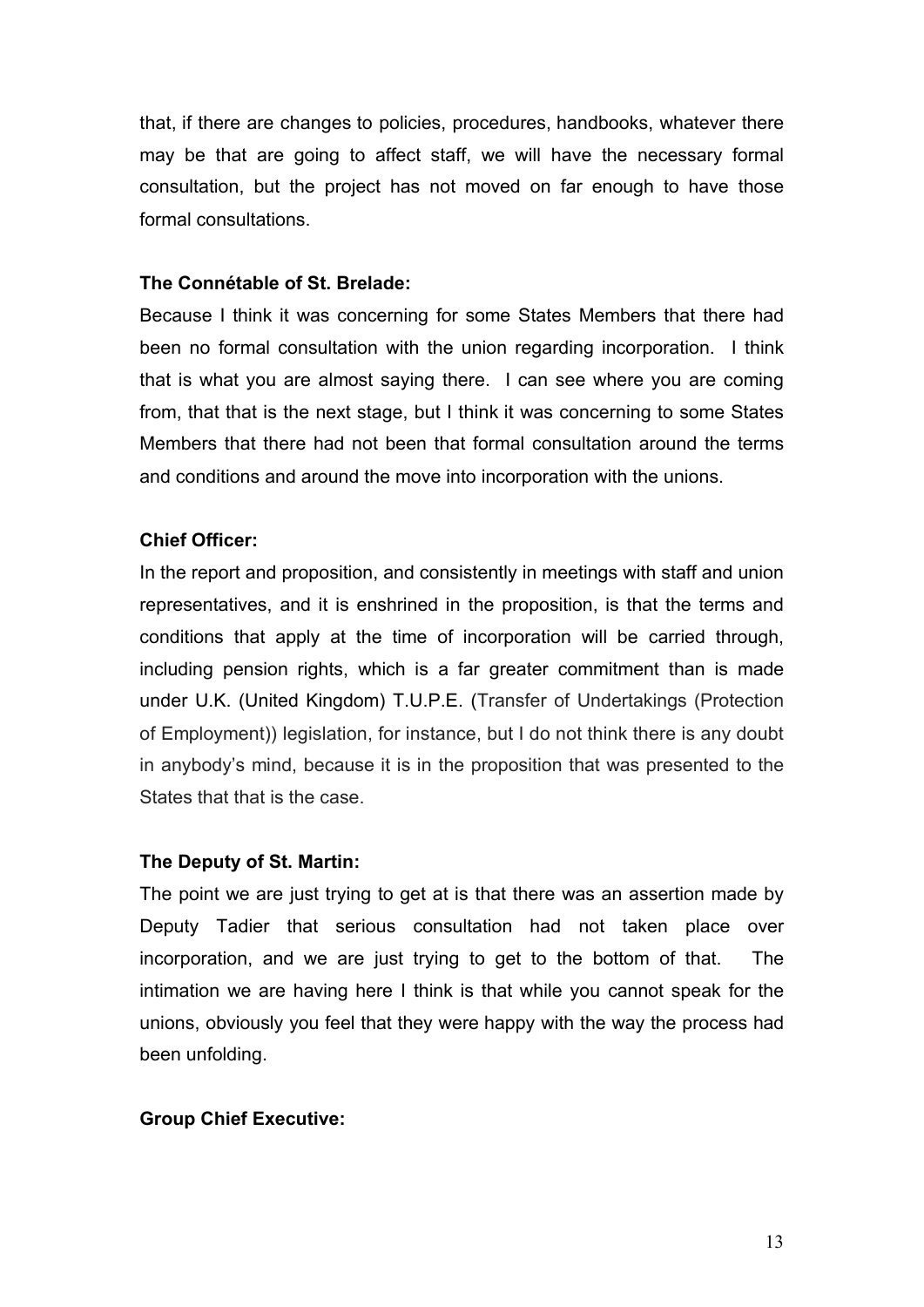that, if there are changes to policies, procedures, handbooks, whatever there may be that are going to affect staff, we will have the necessary formal consultation, but the project has not moved on far enough to have those formal consultations.

**The Connétable of St. Brelade:**

Because I think it was concerning for some States Members that there had been no formal consultation with the union regarding incorporation. I think that is what you are almost saying there. I can see where you are coming from, that that is the next stage, but I think it was concerning to some States Members that there had not been that formal consultation around the terms and conditions and around the move into incorporation with the unions.

**Chief Officer:**

In the report and proposition, and consistently in meetings with staff and union representatives, and it is enshrined in the proposition, is that the terms and conditions that apply at the time of incorporation will be carried through, including pension rights, which is a far greater commitment than is made under U.K. (United Kingdom) T.U.P.E. (Transfer of Undertakings (Protection of Employment)) legislation, for instance, but I do not think there is any doubt in anybody's mind, because it is in the proposition that was presented to the States that that is the case.

**The Deputy of St. Martin:**

The point we are just trying to get at is that there was an assertion made by Deputy Tadier that serious consultation had not taken place over incorporation, and we are just trying to get to the bottom of that. The intimation we are having here I think is that while you cannot speak for the unions, obviously you feel that they were happy with the way the process had been unfolding.

**Group Chief Executive:**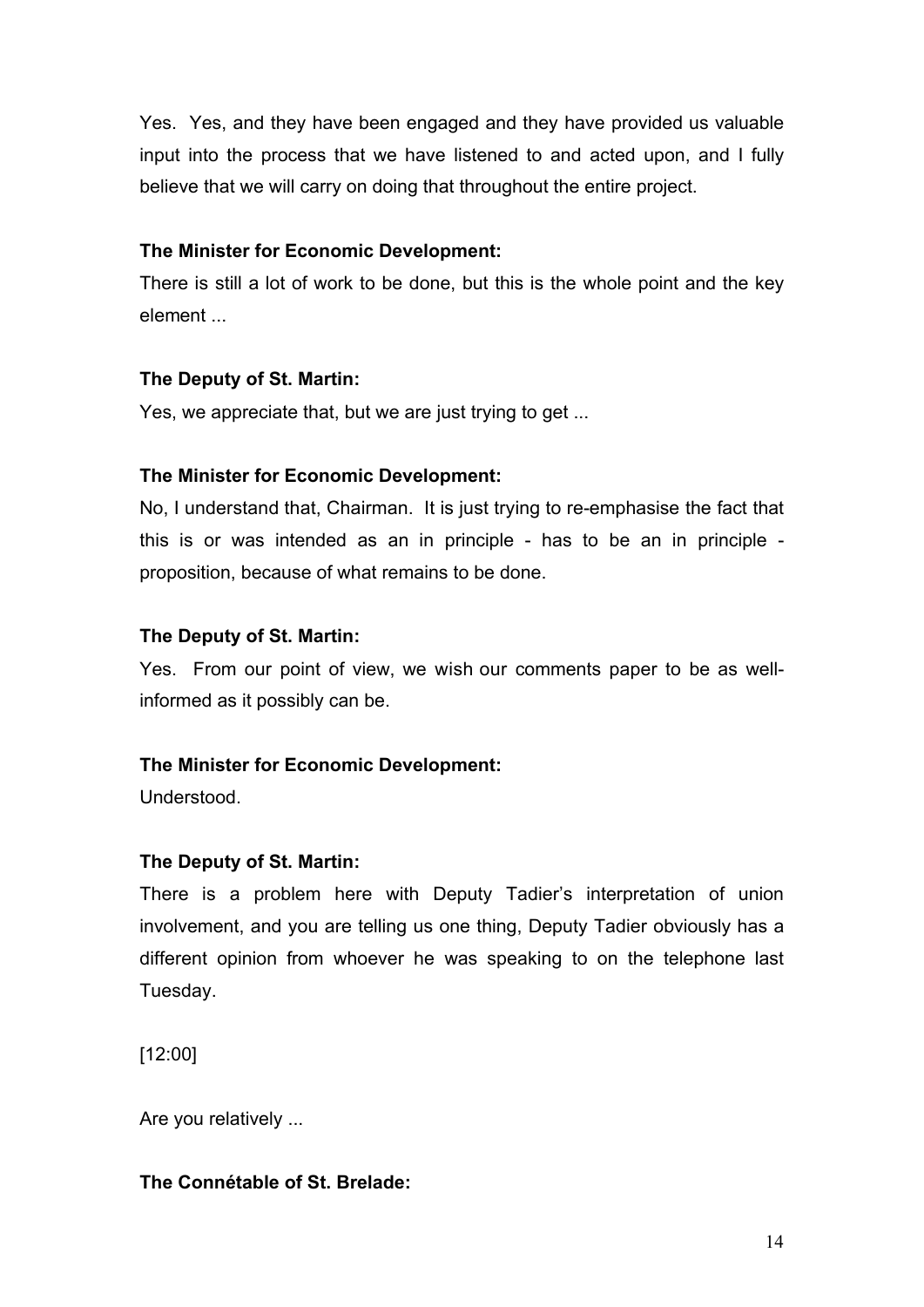Yes. Yes, and they have been engaged and they have provided us valuable input into the process that we have listened to and acted upon, and I fully believe that we will carry on doing that throughout the entire project.

**The Minister for Economic Development:**

There is still a lot of work to be done, but this is the whole point and the key element ...

**The Deputy of St. Martin:**

Yes, we appreciate that, but we are just trying to get ...

**The Minister for Economic Development:**

No, I understand that, Chairman. It is just trying to re-emphasise the fact that this is or was intended as an in principle - has to be an in principle - proposition, because of what remains to be done.

**The Deputy of St. Martin:**

Yes. From our point of view, we wish our comments paper to be as well-informed as it possibly can be.

**The Minister for Economic Development:**

Understood.

**The Deputy of St. Martin:**

There is a problem here with Deputy Tadier's interpretation of union involvement, and you are telling us one thing, Deputy Tadier obviously has a different opinion from whoever he was speaking to on the telephone last Tuesday.

[12:00]

Are you relatively ...

**The Connétable of St. Brelade:**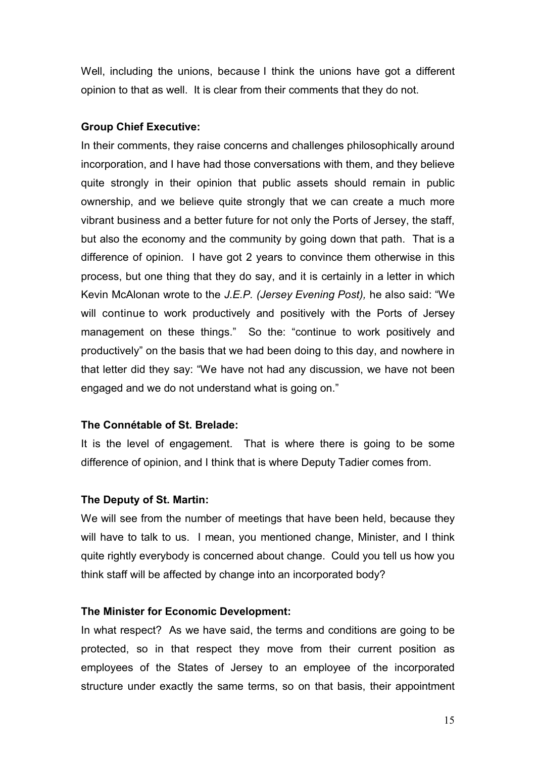Well, including the unions, because I think the unions have got a different opinion to that as well. It is clear from their comments that they do not.

**Group Chief Executive:**

In their comments, they raise concerns and challenges philosophically around incorporation, and I have had those conversations with them, and they believe quite strongly in their opinion that public assets should remain in public ownership, and we believe quite strongly that we can create a much more vibrant business and a better future for not only the Ports of Jersey, the staff, but also the economy and the community by going down that path. That is a difference of opinion. I have got 2 years to convince them otherwise in this process, but one thing that they do say, and it is certainly in a letter in which Kevin McAlonan wrote to the *J.E.P. (Jersey Evening Post),* he also said: "We will continue to work productively and positively with the Ports of Jersey management on these things." So the: "continue to work positively and productively" on the basis that we had been doing to this day, and nowhere in that letter did they say: "We have not had any discussion, we have not been engaged and we do not understand what is going on."

**The Connétable of St. Brelade:**

It is the level of engagement. That is where there is going to be some difference of opinion, and I think that is where Deputy Tadier comes from.

**The Deputy of St. Martin:**

We will see from the number of meetings that have been held, because they will have to talk to us. I mean, you mentioned change, Minister, and I think quite rightly everybody is concerned about change. Could you tell us how you think staff will be affected by change into an incorporated body?

**The Minister for Economic Development:**

In what respect? As we have said, the terms and conditions are going to be protected, so in that respect they move from their current position as employees of the States of Jersey to an employee of the incorporated structure under exactly the same terms, so on that basis, their appointment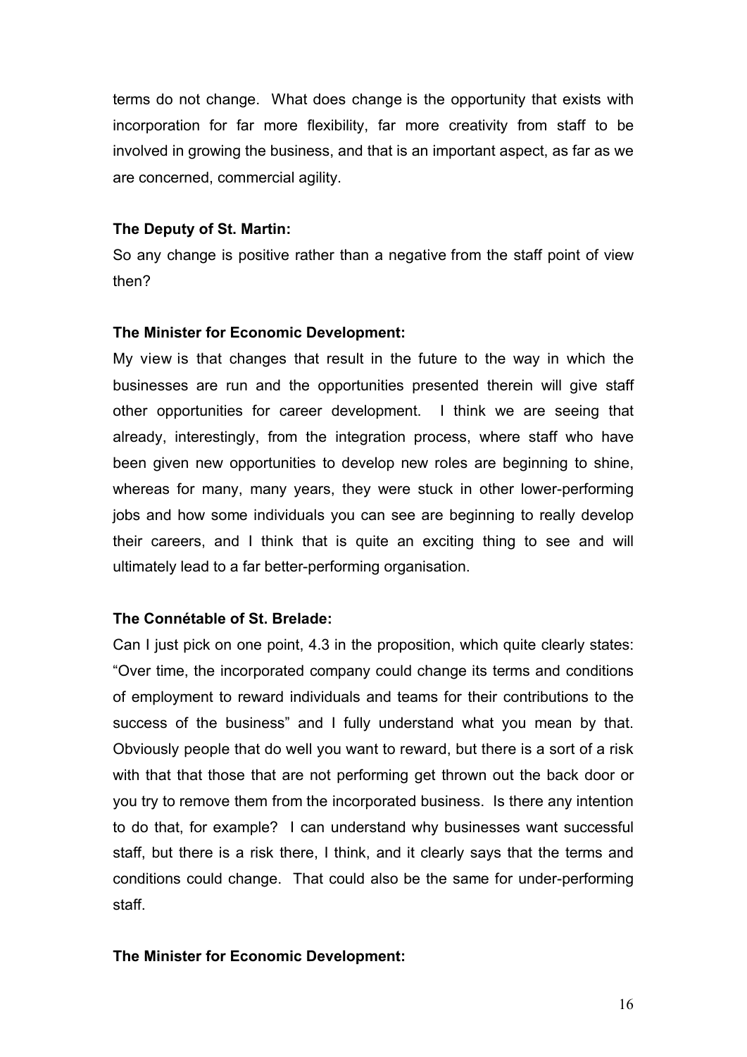terms do not change. What does change is the opportunity that exists with incorporation for far more flexibility, far more creativity from staff to be involved in growing the business, and that is an important aspect, as far as we are concerned, commercial agility.

**The Deputy of St. Martin:**

So any change is positive rather than a negative from the staff point of view then?

**The Minister for Economic Development:**

My view is that changes that result in the future to the way in which the businesses are run and the opportunities presented therein will give staff other opportunities for career development. I think we are seeing that already, interestingly, from the integration process, where staff who have been given new opportunities to develop new roles are beginning to shine, whereas for many, many years, they were stuck in other lower-performing jobs and how some individuals you can see are beginning to really develop their careers, and I think that is quite an exciting thing to see and will ultimately lead to a far better-performing organisation.

**The Connétable of St. Brelade:**

Can I just pick on one point, 4.3 in the proposition, which quite clearly states: "Over time, the incorporated company could change its terms and conditions of employment to reward individuals and teams for their contributions to the success of the business" and I fully understand what you mean by that. Obviously people that do well you want to reward, but there is a sort of a risk with that that those that are not performing get thrown out the back door or you try to remove them from the incorporated business. Is there any intention to do that, for example? I can understand why businesses want successful staff, but there is a risk there, I think, and it clearly says that the terms and conditions could change. That could also be the same for under-performing staff.

**The Minister for Economic Development:**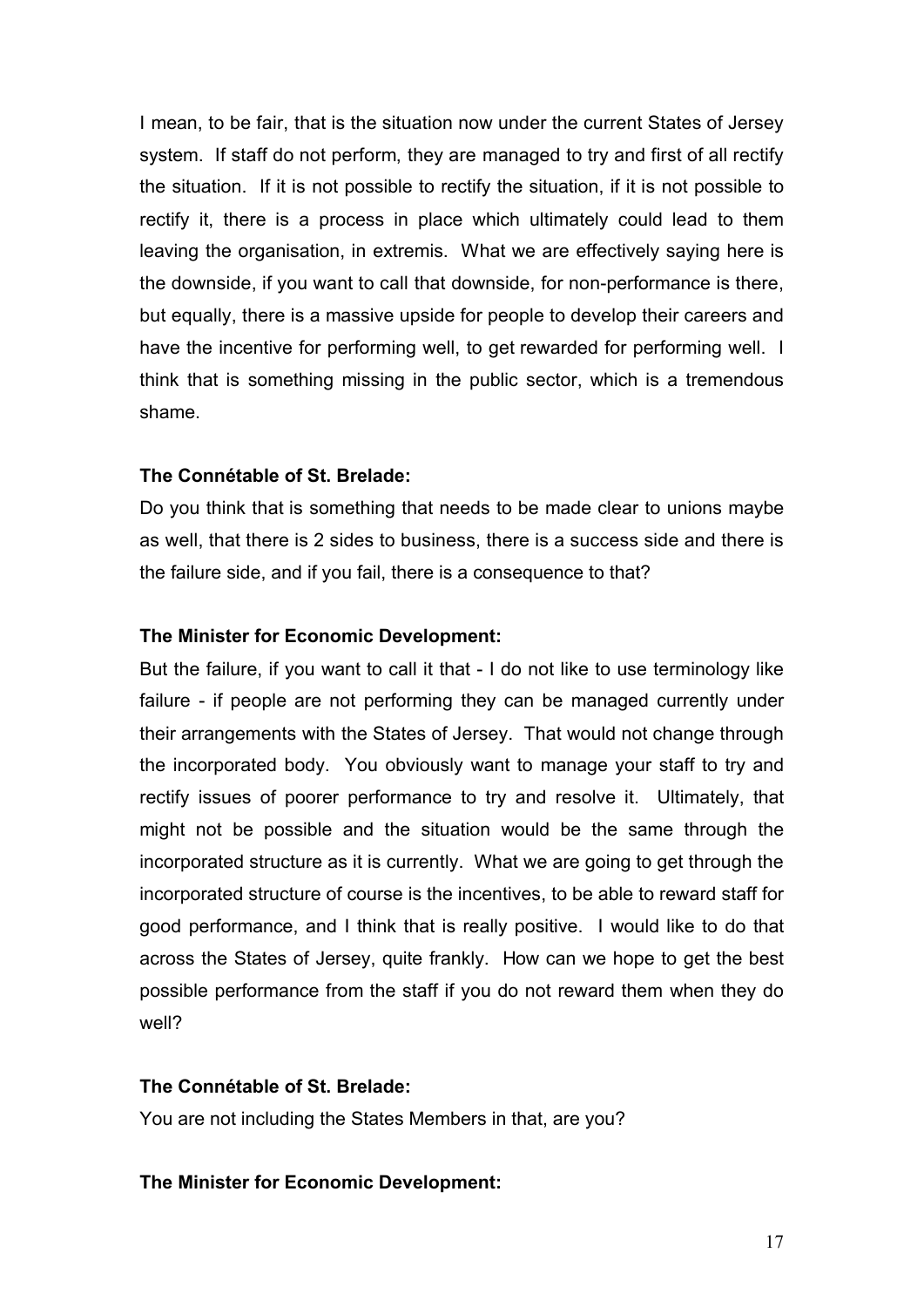I mean, to be fair, that is the situation now under the current States of Jersey system. If staff do not perform, they are managed to try and first of all rectify the situation. If it is not possible to rectify the situation, if it is not possible to rectify it, there is a process in place which ultimately could lead to them leaving the organisation, in extremis. What we are effectively saying here is the downside, if you want to call that downside, for non-performance is there, but equally, there is a massive upside for people to develop their careers and have the incentive for performing well, to get rewarded for performing well. I think that is something missing in the public sector, which is a tremendous shame.

**The Connétable of St. Brelade:**

Do you think that is something that needs to be made clear to unions maybe as well, that there is 2 sides to business, there is a success side and there is the failure side, and if you fail, there is a consequence to that?

**The Minister for Economic Development:**

But the failure, if you want to call it that - I do not like to use terminology like failure - if people are not performing they can be managed currently under their arrangements with the States of Jersey. That would not change through the incorporated body. You obviously want to manage your staff to try and rectify issues of poorer performance to try and resolve it. Ultimately, that might not be possible and the situation would be the same through the incorporated structure as it is currently. What we are going to get through the incorporated structure of course is the incentives, to be able to reward staff for good performance, and I think that is really positive. I would like to do that across the States of Jersey, quite frankly. How can we hope to get the best possible performance from the staff if you do not reward them when they do well?

**The Connétable of St. Brelade:**

You are not including the States Members in that, are you?

**The Minister for Economic Development:**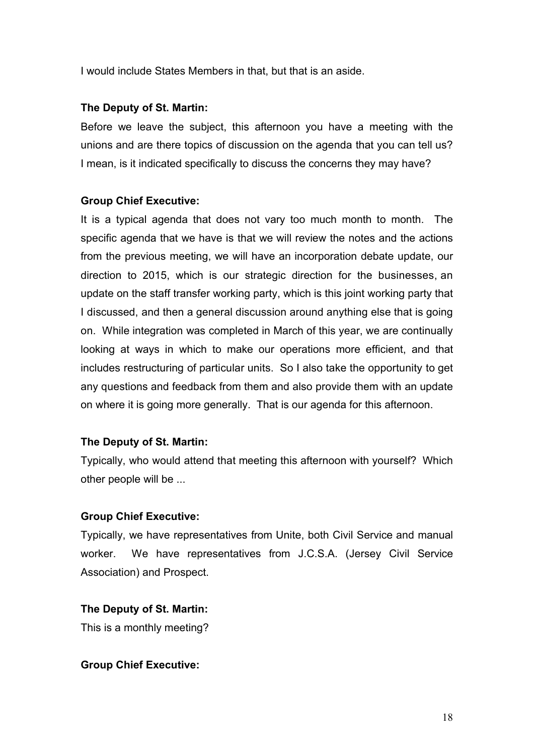I would include States Members in that, but that is an aside.

**The Deputy of St. Martin:**

Before we leave the subject, this afternoon you have a meeting with the unions and are there topics of discussion on the agenda that you can tell us? I mean, is it indicated specifically to discuss the concerns they may have?

**Group Chief Executive:**

It is a typical agenda that does not vary too much month to month. The specific agenda that we have is that we will review the notes and the actions from the previous meeting, we will have an incorporation debate update, our direction to 2015, which is our strategic direction for the businesses, an update on the staff transfer working party, which is this joint working party that I discussed, and then a general discussion around anything else that is going on. While integration was completed in March of this year, we are continually looking at ways in which to make our operations more efficient, and that includes restructuring of particular units. So I also take the opportunity to get any questions and feedback from them and also provide them with an update on where it is going more generally. That is our agenda for this afternoon.

**The Deputy of St. Martin:**

Typically, who would attend that meeting this afternoon with yourself? Which other people will be ...

**Group Chief Executive:**

Typically, we have representatives from Unite, both Civil Service and manual worker. We have representatives from J.C.S.A. (Jersey Civil Service Association) and Prospect.

**The Deputy of St. Martin:**

This is a monthly meeting?

**Group Chief Executive:**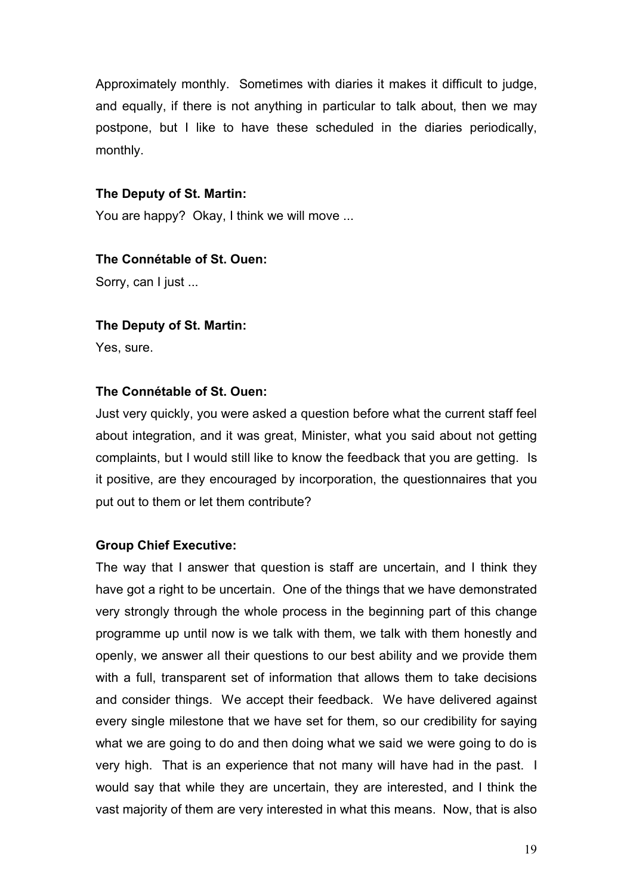Approximately monthly. Sometimes with diaries it makes it difficult to judge, and equally, if there is not anything in particular to talk about, then we may postpone, but I like to have these scheduled in the diaries periodically, monthly.

**The Deputy of St. Martin:**

You are happy? Okay, I think we will move ...

**The Connétable of St. Ouen:**

Sorry, can I just ...

**The Deputy of St. Martin:**

Yes, sure.

**The Connétable of St. Ouen:**

Just very quickly, you were asked a question before what the current staff feel about integration, and it was great, Minister, what you said about not getting complaints, but I would still like to know the feedback that you are getting. Is it positive, are they encouraged by incorporation, the questionnaires that you put out to them or let them contribute?

**Group Chief Executive:**

The way that I answer that question is staff are uncertain, and I think they have got a right to be uncertain. One of the things that we have demonstrated very strongly through the whole process in the beginning part of this change programme up until now is we talk with them, we talk with them honestly and openly, we answer all their questions to our best ability and we provide them with a full, transparent set of information that allows them to take decisions and consider things. We accept their feedback. We have delivered against every single milestone that we have set for them, so our credibility for saying what we are going to do and then doing what we said we were going to do is very high. That is an experience that not many will have had in the past. I would say that while they are uncertain, they are interested, and I think the vast majority of them are very interested in what this means. Now, that is also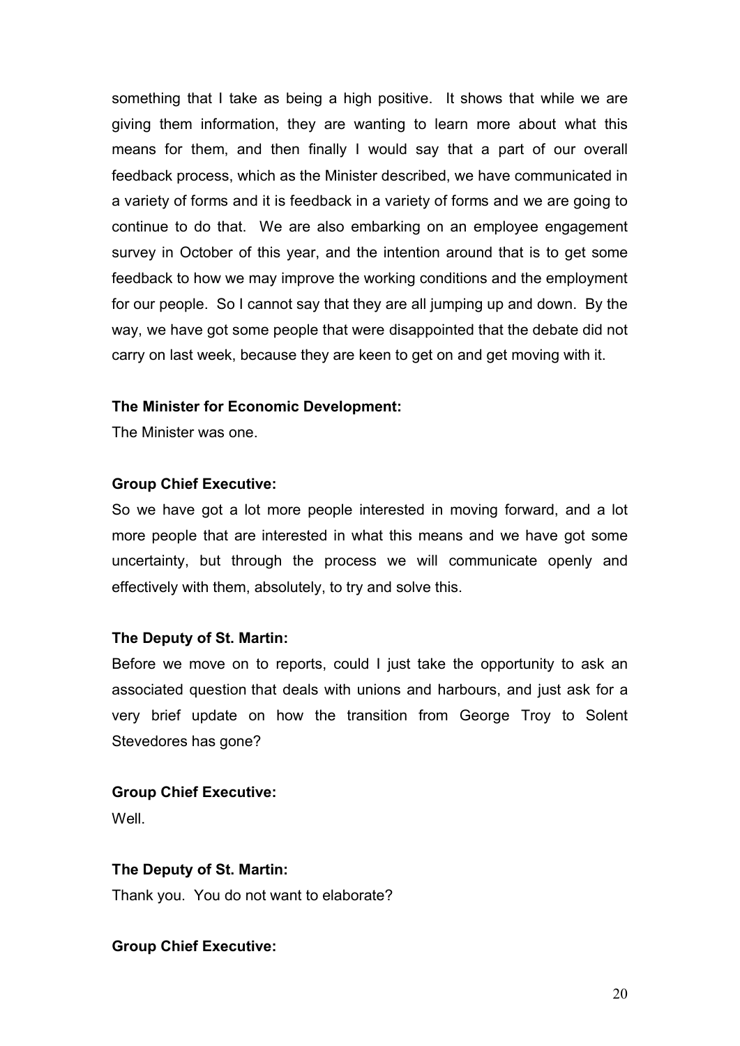something that I take as being a high positive. It shows that while we are giving them information, they are wanting to learn more about what this means for them, and then finally I would say that a part of our overall feedback process, which as the Minister described, we have communicated in a variety of forms and it is feedback in a variety of forms and we are going to continue to do that. We are also embarking on an employee engagement survey in October of this year, and the intention around that is to get some feedback to how we may improve the working conditions and the employment for our people. So I cannot say that they are all jumping up and down. By the way, we have got some people that were disappointed that the debate did not carry on last week, because they are keen to get on and get moving with it.

**The Minister for Economic Development:**

The Minister was one.

**Group Chief Executive:**

So we have got a lot more people interested in moving forward, and a lot more people that are interested in what this means and we have got some uncertainty, but through the process we will communicate openly and effectively with them, absolutely, to try and solve this.

**The Deputy of St. Martin:**

Before we move on to reports, could I just take the opportunity to ask an associated question that deals with unions and harbours, and just ask for a very brief update on how the transition from George Troy to Solent Stevedores has gone?

**Group Chief Executive:**

Well.

**The Deputy of St. Martin:**

Thank you. You do not want to elaborate?

**Group Chief Executive:**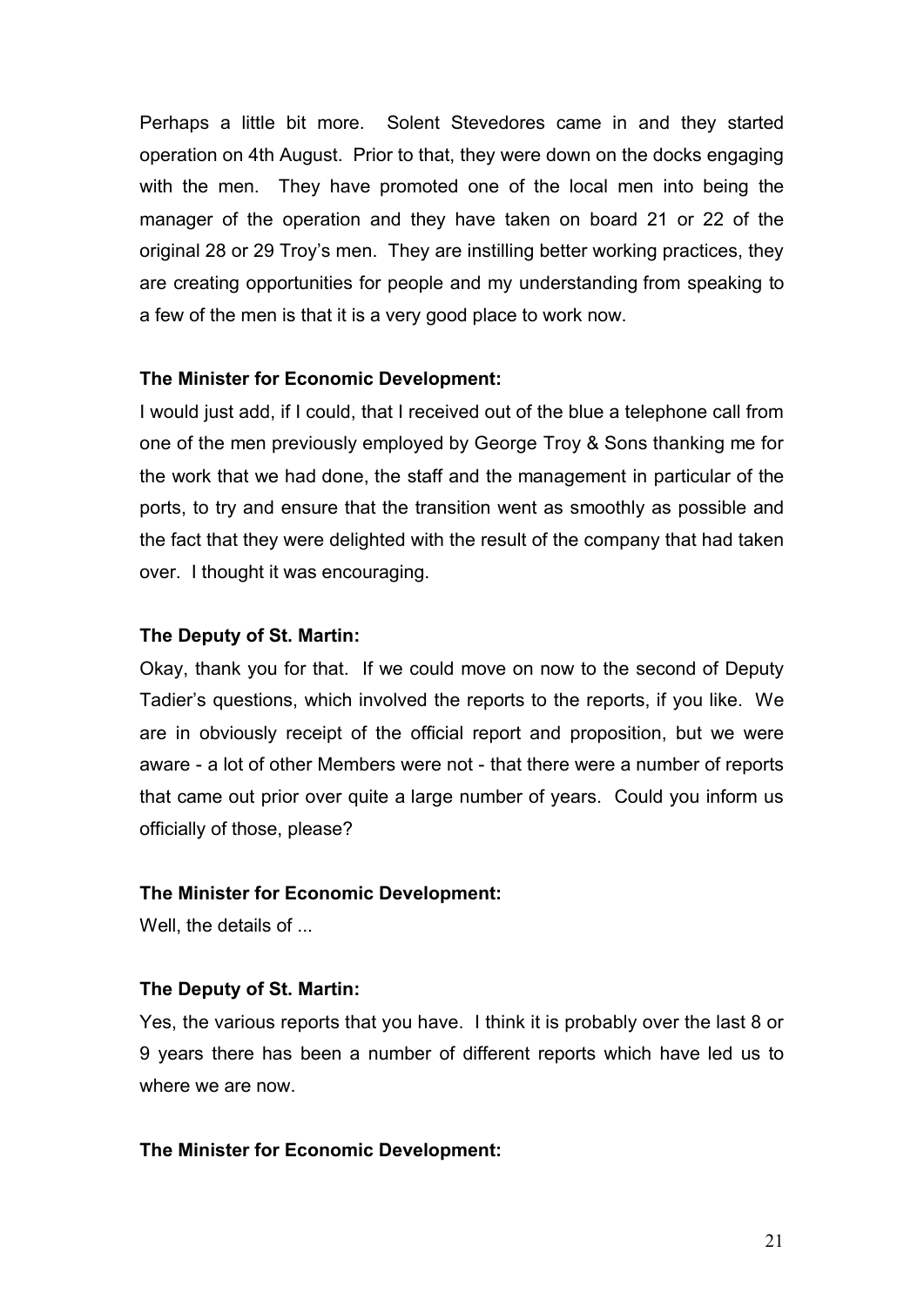Perhaps a little bit more. Solent Stevedores came in and they started operation on 4th August. Prior to that, they were down on the docks engaging with the men. They have promoted one of the local men into being the manager of the operation and they have taken on board 21 or 22 of the original 28 or 29 Troy's men. They are instilling better working practices, they are creating opportunities for people and my understanding from speaking to a few of the men is that it is a very good place to work now.

**The Minister for Economic Development:**

I would just add, if I could, that I received out of the blue a telephone call from one of the men previously employed by George Troy & Sons thanking me for the work that we had done, the staff and the management in particular of the ports, to try and ensure that the transition went as smoothly as possible and the fact that they were delighted with the result of the company that had taken over. I thought it was encouraging.

**The Deputy of St. Martin:**

Okay, thank you for that. If we could move on now to the second of Deputy Tadier's questions, which involved the reports to the reports, if you like. We are in obviously receipt of the official report and proposition, but we were aware - a lot of other Members were not - that there were a number of reports that came out prior over quite a large number of years. Could you inform us officially of those, please?

**The Minister for Economic Development:**

Well, the details of ...

**The Deputy of St. Martin:**

Yes, the various reports that you have. I think it is probably over the last 8 or 9 years there has been a number of different reports which have led us to where we are now.

**The Minister for Economic Development:**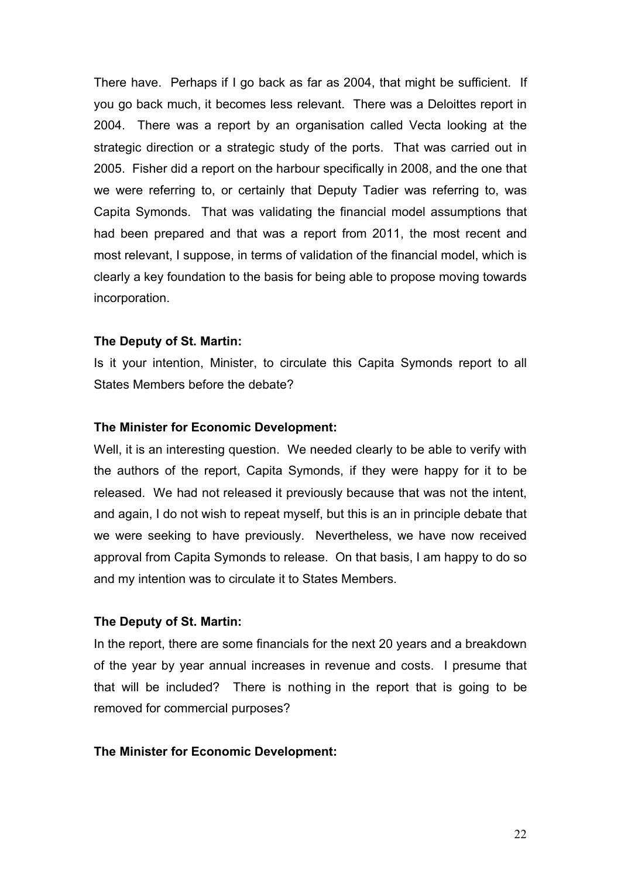There have. Perhaps if I go back as far as 2004, that might be sufficient. If you go back much, it becomes less relevant. There was a Deloittes report in 2004. There was a report by an organisation called Vecta looking at the strategic direction or a strategic study of the ports. That was carried out in 2005. Fisher did a report on the harbour specifically in 2008, and the one that we were referring to, or certainly that Deputy Tadier was referring to, was Capita Symonds. That was validating the financial model assumptions that had been prepared and that was a report from 2011, the most recent and most relevant, I suppose, in terms of validation of the financial model, which is clearly a key foundation to the basis for being able to propose moving towards incorporation.

**The Deputy of St. Martin:**

Is it your intention, Minister, to circulate this Capita Symonds report to all States Members before the debate?

**The Minister for Economic Development:**

Well, it is an interesting question. We needed clearly to be able to verify with the authors of the report, Capita Symonds, if they were happy for it to be released. We had not released it previously because that was not the intent, and again, I do not wish to repeat myself, but this is an in principle debate that we were seeking to have previously. Nevertheless, we have now received approval from Capita Symonds to release. On that basis, I am happy to do so and my intention was to circulate it to States Members.

**The Deputy of St. Martin:**

In the report, there are some financials for the next 20 years and a breakdown of the year by year annual increases in revenue and costs. I presume that that will be included? There is nothing in the report that is going to be removed for commercial purposes?

**The Minister for Economic Development:**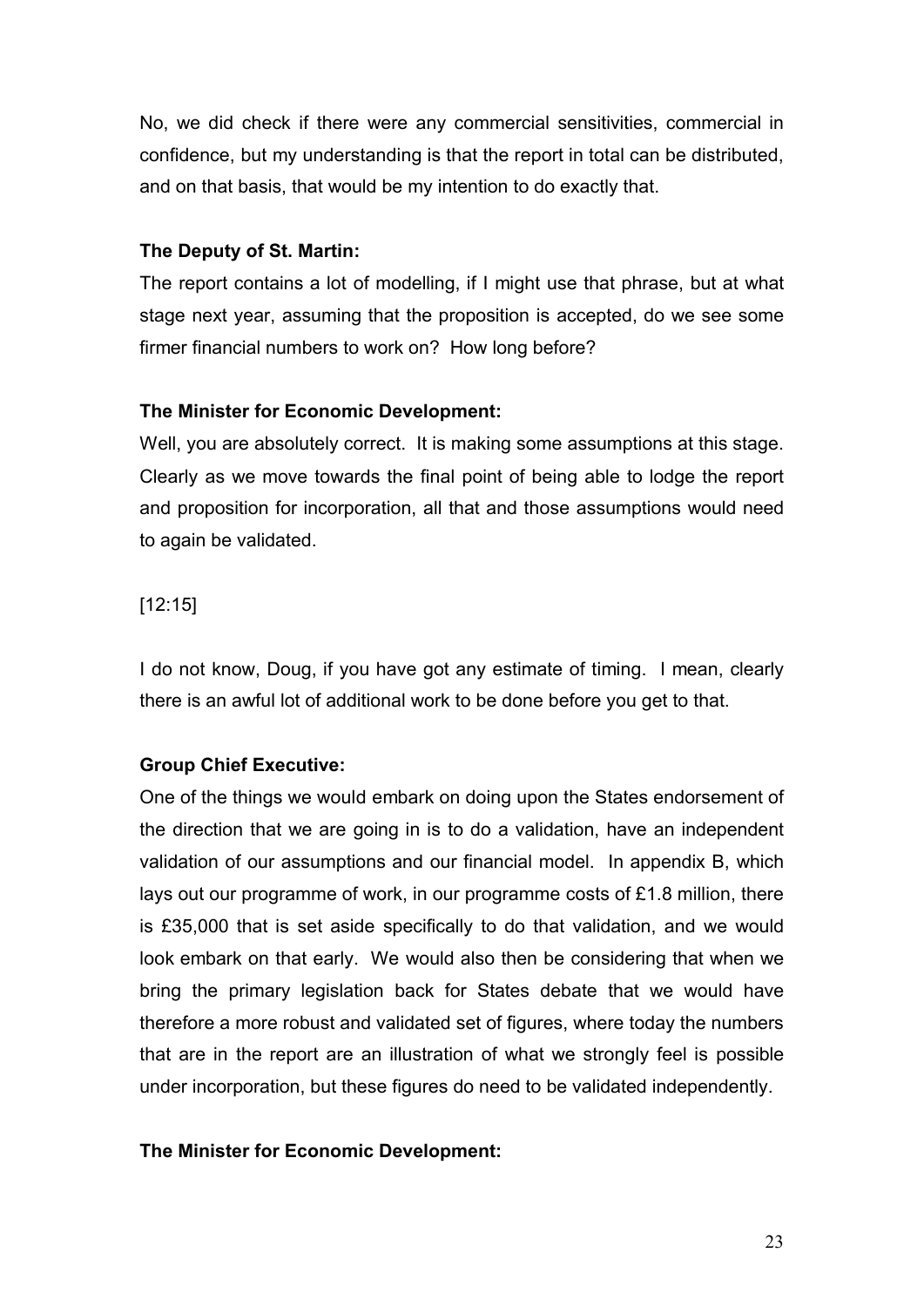No, we did check if there were any commercial sensitivities, commercial in confidence, but my understanding is that the report in total can be distributed, and on that basis, that would be my intention to do exactly that.

**The Deputy of St. Martin:**

The report contains a lot of modelling, if I might use that phrase, but at what stage next year, assuming that the proposition is accepted, do we see some firmer financial numbers to work on? How long before?

**The Minister for Economic Development:**

Well, you are absolutely correct. It is making some assumptions at this stage. Clearly as we move towards the final point of being able to lodge the report and proposition for incorporation, all that and those assumptions would need to again be validated.

[12:15]

I do not know, Doug, if you have got any estimate of timing. I mean, clearly there is an awful lot of additional work to be done before you get to that.

**Group Chief Executive:**

One of the things we would embark on doing upon the States endorsement of the direction that we are going in is to do a validation, have an independent validation of our assumptions and our financial model. In appendix B, which lays out our programme of work, in our programme costs of £1.8 million, there is £35,000 that is set aside specifically to do that validation, and we would look embark on that early. We would also then be considering that when we bring the primary legislation back for States debate that we would have therefore a more robust and validated set of figures, where today the numbers that are in the report are an illustration of what we strongly feel is possible under incorporation, but these figures do need to be validated independently.

**The Minister for Economic Development:**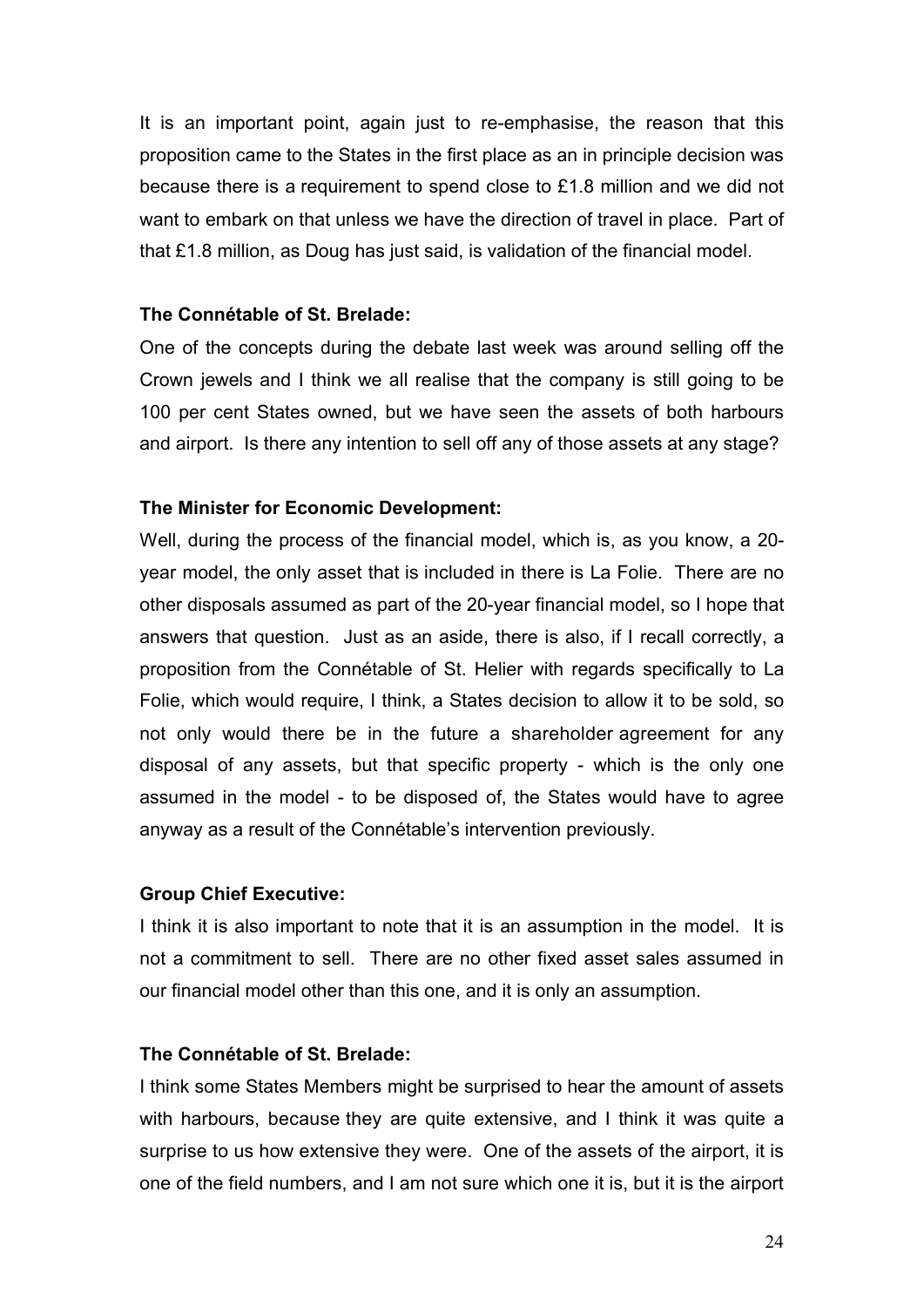It is an important point, again just to re-emphasise, the reason that this proposition came to the States in the first place as an in principle decision was because there is a requirement to spend close to £1.8 million and we did not want to embark on that unless we have the direction of travel in place. Part of that £1.8 million, as Doug has just said, is validation of the financial model.

**The Connétable of St. Brelade:**

One of the concepts during the debate last week was around selling off the Crown jewels and I think we all realise that the company is still going to be 100 per cent States owned, but we have seen the assets of both harbours and airport. Is there any intention to sell off any of those assets at any stage?

**The Minister for Economic Development:**

Well, during the process of the financial model, which is, as you know, a 20-year model, the only asset that is included in there is La Folie. There are no other disposals assumed as part of the 20-year financial model, so I hope that answers that question. Just as an aside, there is also, if I recall correctly, a proposition from the Connétable of St. Helier with regards specifically to La Folie, which would require, I think, a States decision to allow it to be sold, so not only would there be in the future a shareholder agreement for any disposal of any assets, but that specific property - which is the only one assumed in the model - to be disposed of, the States would have to agree anyway as a result of the Connétable's intervention previously.

**Group Chief Executive:**

I think it is also important to note that it is an assumption in the model. It is not a commitment to sell. There are no other fixed asset sales assumed in our financial model other than this one, and it is only an assumption.

**The Connétable of St. Brelade:**

I think some States Members might be surprised to hear the amount of assets with harbours, because they are quite extensive, and I think it was quite a surprise to us how extensive they were. One of the assets of the airport, it is one of the field numbers, and I am not sure which one it is, but it is the airport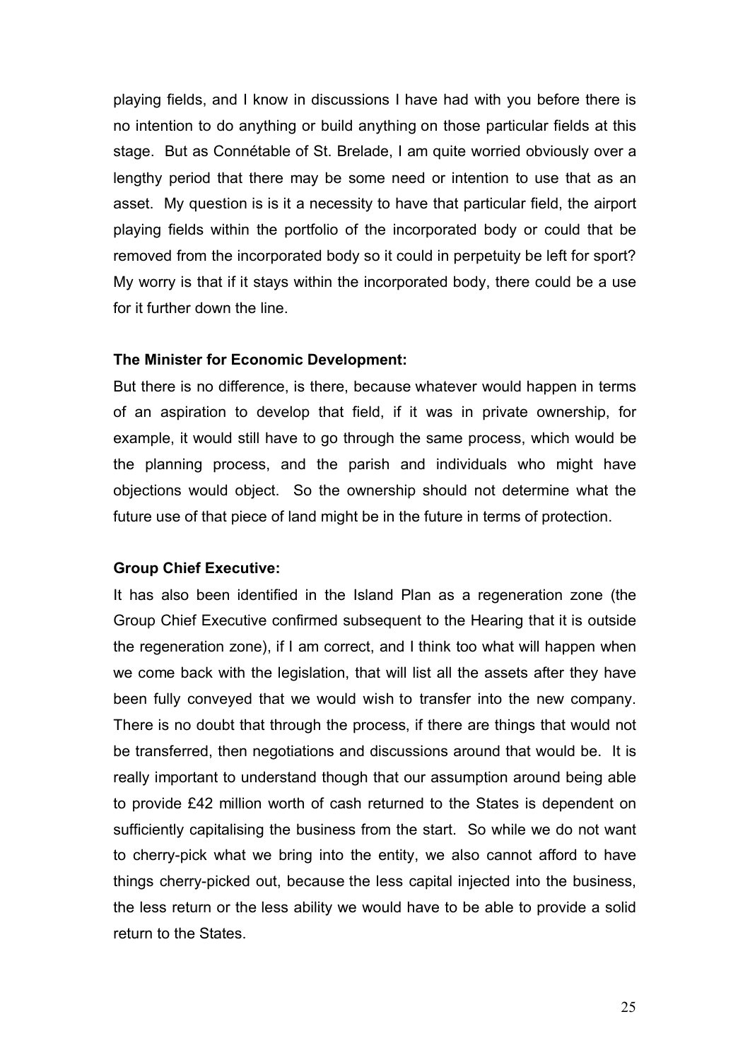playing fields, and I know in discussions I have had with you before there is no intention to do anything or build anything on those particular fields at this stage. But as Connétable of St. Brelade, I am quite worried obviously over a lengthy period that there may be some need or intention to use that as an asset. My question is is it a necessity to have that particular field, the airport playing fields within the portfolio of the incorporated body or could that be removed from the incorporated body so it could in perpetuity be left for sport? My worry is that if it stays within the incorporated body, there could be a use for it further down the line.

**The Minister for Economic Development:**

But there is no difference, is there, because whatever would happen in terms of an aspiration to develop that field, if it was in private ownership, for example, it would still have to go through the same process, which would be the planning process, and the parish and individuals who might have objections would object. So the ownership should not determine what the future use of that piece of land might be in the future in terms of protection.

**Group Chief Executive:**

It has also been identified in the Island Plan as a regeneration zone (the Group Chief Executive confirmed subsequent to the Hearing that it is outside the regeneration zone), if I am correct, and I think too what will happen when we come back with the legislation, that will list all the assets after they have been fully conveyed that we would wish to transfer into the new company. There is no doubt that through the process, if there are things that would not be transferred, then negotiations and discussions around that would be. It is really important to understand though that our assumption around being able to provide £42 million worth of cash returned to the States is dependent on sufficiently capitalising the business from the start. So while we do not want to cherry-pick what we bring into the entity, we also cannot afford to have things cherry-picked out, because the less capital injected into the business, the less return or the less ability we would have to be able to provide a solid return to the States.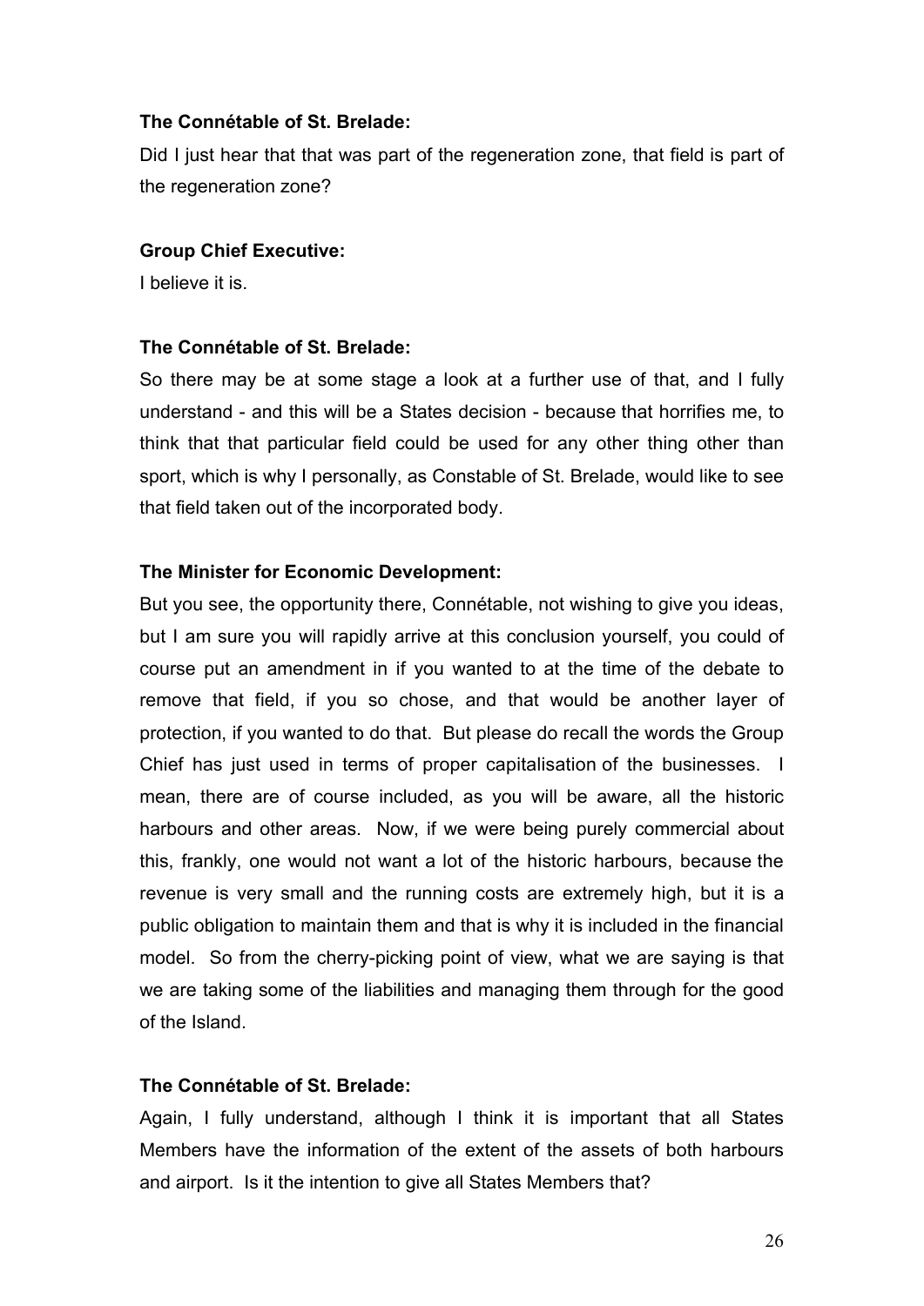**The Connétable of St. Brelade:**

Did I just hear that that was part of the regeneration zone, that field is part of the regeneration zone?

**Group Chief Executive:**

I believe it is.

**The Connétable of St. Brelade:**

So there may be at some stage a look at a further use of that, and I fully understand - and this will be a States decision - because that horrifies me, to think that that particular field could be used for any other thing other than sport, which is why I personally, as Constable of St. Brelade, would like to see that field taken out of the incorporated body.

**The Minister for Economic Development:**

But you see, the opportunity there, Connétable, not wishing to give you ideas, but I am sure you will rapidly arrive at this conclusion yourself, you could of course put an amendment in if you wanted to at the time of the debate to remove that field, if you so chose, and that would be another layer of protection, if you wanted to do that. But please do recall the words the Group Chief has just used in terms of proper capitalisation of the businesses. I mean, there are of course included, as you will be aware, all the historic harbours and other areas. Now, if we were being purely commercial about this, frankly, one would not want a lot of the historic harbours, because the revenue is very small and the running costs are extremely high, but it is a public obligation to maintain them and that is why it is included in the financial model. So from the cherry-picking point of view, what we are saying is that we are taking some of the liabilities and managing them through for the good of the Island.

**The Connétable of St. Brelade:**

Again, I fully understand, although I think it is important that all States Members have the information of the extent of the assets of both harbours and airport. Is it the intention to give all States Members that?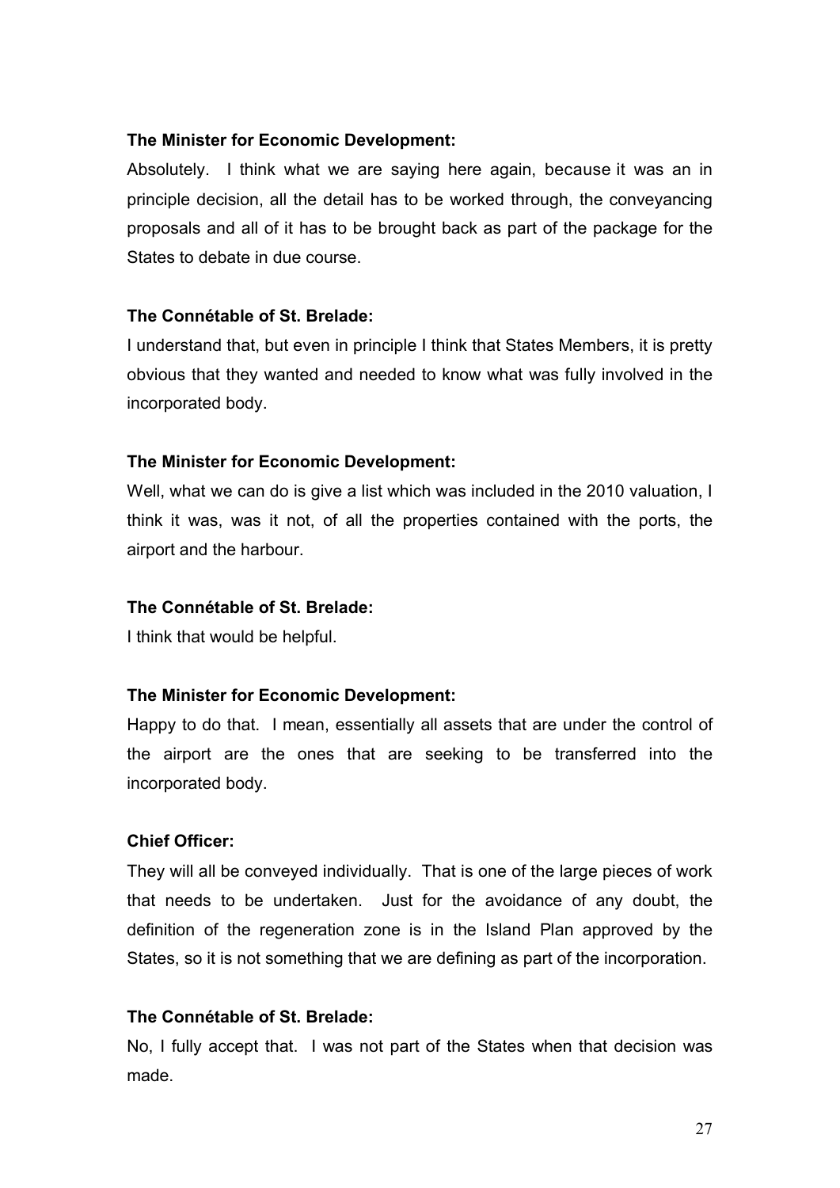**The Minister for Economic Development:**

Absolutely. I think what we are saying here again, because it was an in principle decision, all the detail has to be worked through, the conveyancing proposals and all of it has to be brought back as part of the package for the States to debate in due course.

**The Connétable of St. Brelade:**

I understand that, but even in principle I think that States Members, it is pretty obvious that they wanted and needed to know what was fully involved in the incorporated body.

**The Minister for Economic Development:**

Well, what we can do is give a list which was included in the 2010 valuation, I think it was, was it not, of all the properties contained with the ports, the airport and the harbour.

**The Connétable of St. Brelade:**

I think that would be helpful.

**The Minister for Economic Development:**

Happy to do that. I mean, essentially all assets that are under the control of the airport are the ones that are seeking to be transferred into the incorporated body.

**Chief Officer:**

They will all be conveyed individually. That is one of the large pieces of work that needs to be undertaken. Just for the avoidance of any doubt, the definition of the regeneration zone is in the Island Plan approved by the States, so it is not something that we are defining as part of the incorporation.

**The Connétable of St. Brelade:**

No, I fully accept that. I was not part of the States when that decision was made.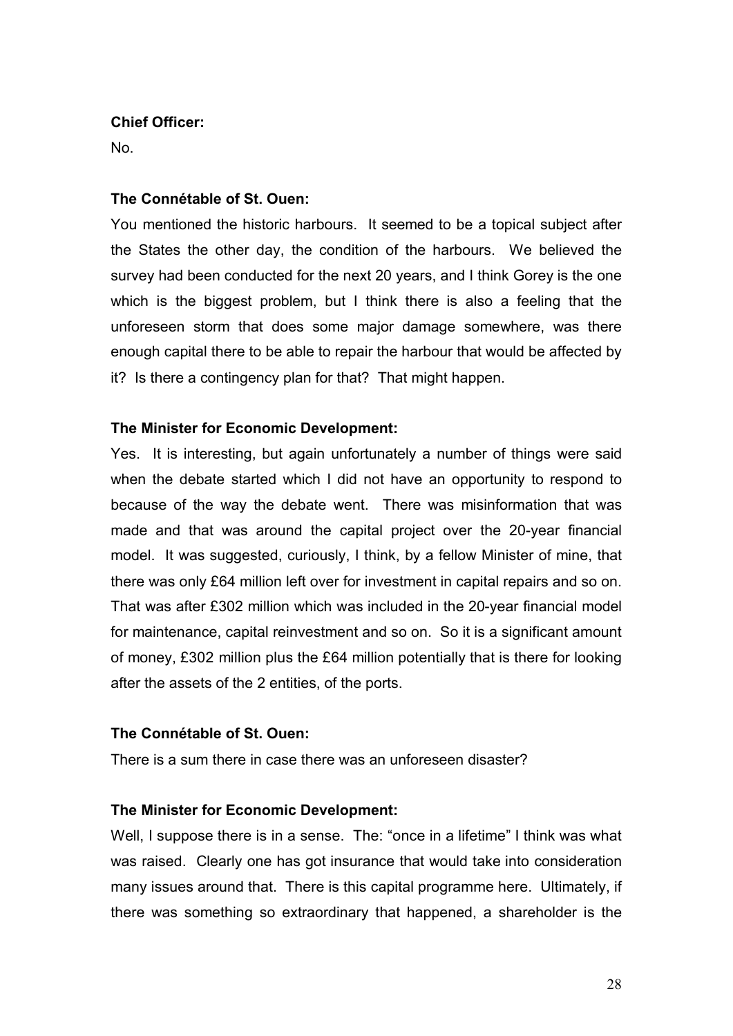**Chief Officer:**

No.

**The Connétable of St. Ouen:**

You mentioned the historic harbours. It seemed to be a topical subject after the States the other day, the condition of the harbours. We believed the survey had been conducted for the next 20 years, and I think Gorey is the one which is the biggest problem, but I think there is also a feeling that the unforeseen storm that does some major damage somewhere, was there enough capital there to be able to repair the harbour that would be affected by it? Is there a contingency plan for that? That might happen.

**The Minister for Economic Development:**

Yes. It is interesting, but again unfortunately a number of things were said when the debate started which I did not have an opportunity to respond to because of the way the debate went. There was misinformation that was made and that was around the capital project over the 20-year financial model. It was suggested, curiously, I think, by a fellow Minister of mine, that there was only £64 million left over for investment in capital repairs and so on. That was after £302 million which was included in the 20-year financial model for maintenance, capital reinvestment and so on. So it is a significant amount of money, £302 million plus the £64 million potentially that is there for looking after the assets of the 2 entities, of the ports.

**The Connétable of St. Ouen:**

There is a sum there in case there was an unforeseen disaster?

**The Minister for Economic Development:**

Well, I suppose there is in a sense. The: “once in a lifetime” I think was what was raised. Clearly one has got insurance that would take into consideration many issues around that. There is this capital programme here. Ultimately, if there was something so extraordinary that happened, a shareholder is the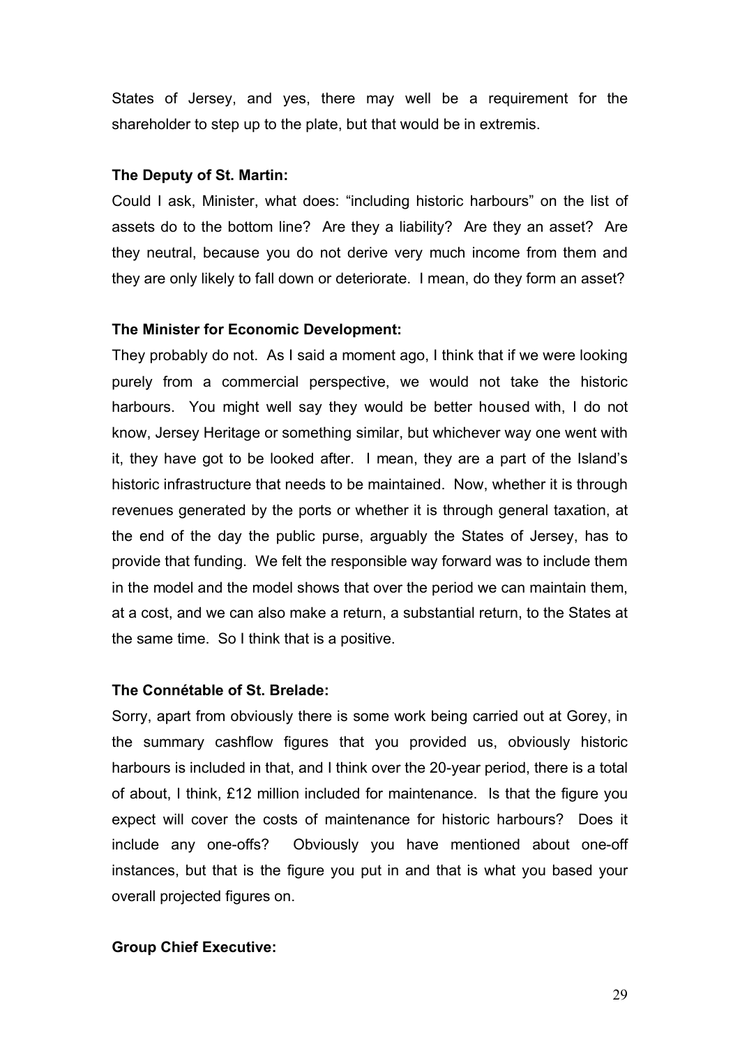States of Jersey, and yes, there may well be a requirement for the shareholder to step up to the plate, but that would be in extremis.

**The Deputy of St. Martin:**

Could I ask, Minister, what does: "including historic harbours" on the list of assets do to the bottom line? Are they a liability? Are they an asset? Are they neutral, because you do not derive very much income from them and they are only likely to fall down or deteriorate. I mean, do they form an asset?

**The Minister for Economic Development:**

They probably do not. As I said a moment ago, I think that if we were looking purely from a commercial perspective, we would not take the historic harbours. You might well say they would be better housed with, I do not know, Jersey Heritage or something similar, but whichever way one went with it, they have got to be looked after. I mean, they are a part of the Island's historic infrastructure that needs to be maintained. Now, whether it is through revenues generated by the ports or whether it is through general taxation, at the end of the day the public purse, arguably the States of Jersey, has to provide that funding. We felt the responsible way forward was to include them in the model and the model shows that over the period we can maintain them, at a cost, and we can also make a return, a substantial return, to the States at the same time. So I think that is a positive.

**The Connétable of St. Brelade:**

Sorry, apart from obviously there is some work being carried out at Gorey, in the summary cashflow figures that you provided us, obviously historic harbours is included in that, and I think over the 20-year period, there is a total of about, I think, £12 million included for maintenance. Is that the figure you expect will cover the costs of maintenance for historic harbours? Does it include any one-offs? Obviously you have mentioned about one-off instances, but that is the figure you put in and that is what you based your overall projected figures on.

**Group Chief Executive:**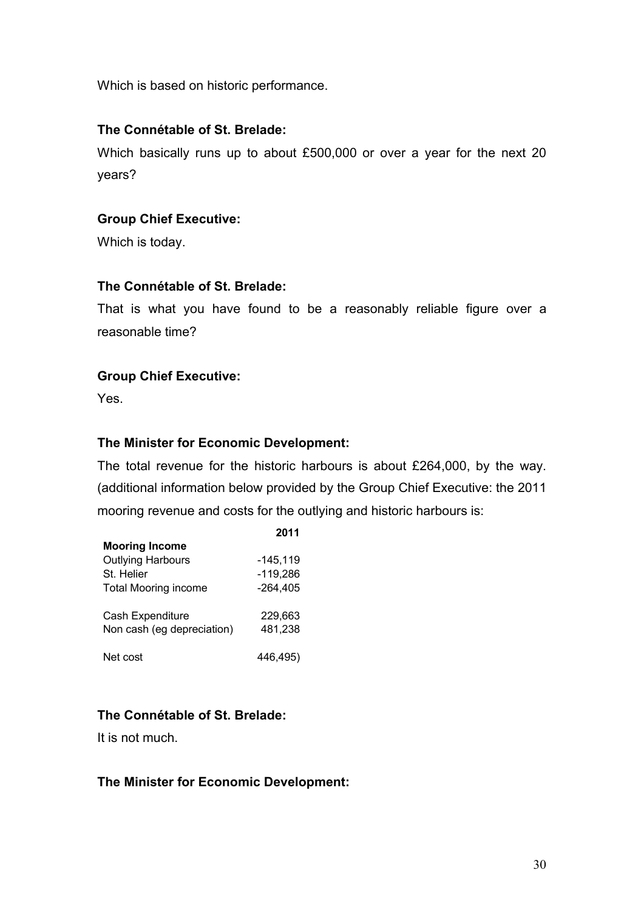Which is based on historic performance.

**The Connétable of St. Brelade:**

Which basically runs up to about £500,000 or over a year for the next 20 years?

**Group Chief Executive:**

Which is today.

**The Connétable of St. Brelade:**

That is what you have found to be a reasonably reliable figure over a reasonable time?

**Group Chief Executive:**

Yes.

**The Minister for Economic Development:**

The total revenue for the historic harbours is about £264,000, by the way. (additional information below provided by the Group Chief Executive: the 2011 mooring revenue and costs for the outlying and historic harbours is:

| | 2011 |
|---|---|
| **Mooring Income** | |
| Outlying Harbours | -145,119 |
| St. Helier | -119,286 |
| Total Mooring income | -264,405 |
| | |
| Cash Expenditure | 229,663 |
| Non cash (eg depreciation) | 481,238 |
| | |
| Net cost | 446,495) |

**The Connétable of St. Brelade:**

It is not much.

**The Minister for Economic Development:**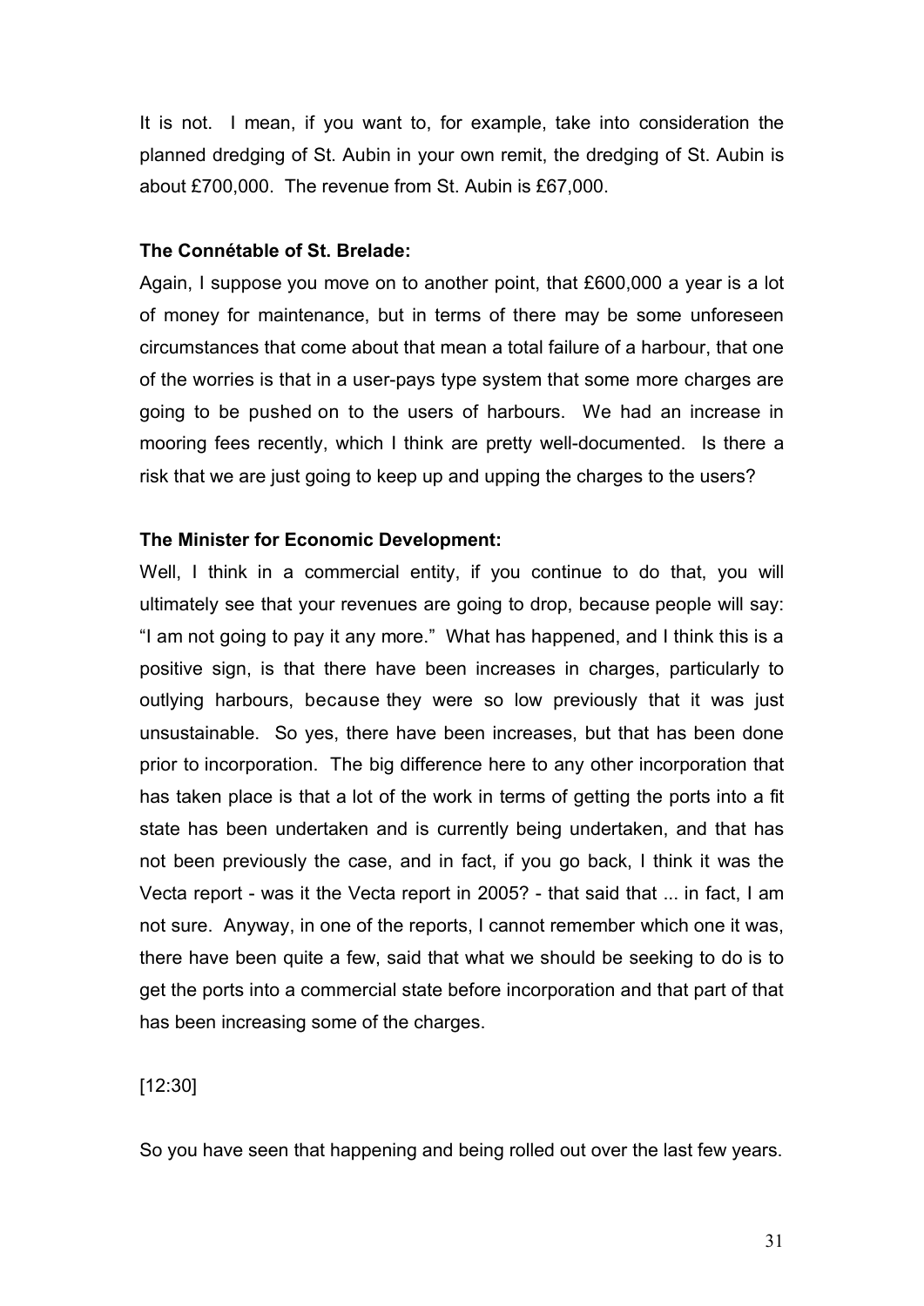It is not. I mean, if you want to, for example, take into consideration the planned dredging of St. Aubin in your own remit, the dredging of St. Aubin is about £700,000. The revenue from St. Aubin is £67,000.

**The Connétable of St. Brelade:**

Again, I suppose you move on to another point, that £600,000 a year is a lot of money for maintenance, but in terms of there may be some unforeseen circumstances that come about that mean a total failure of a harbour, that one of the worries is that in a user-pays type system that some more charges are going to be pushed on to the users of harbours. We had an increase in mooring fees recently, which I think are pretty well-documented. Is there a risk that we are just going to keep up and upping the charges to the users?

**The Minister for Economic Development:**

Well, I think in a commercial entity, if you continue to do that, you will ultimately see that your revenues are going to drop, because people will say: "I am not going to pay it any more." What has happened, and I think this is a positive sign, is that there have been increases in charges, particularly to outlying harbours, because they were so low previously that it was just unsustainable. So yes, there have been increases, but that has been done prior to incorporation. The big difference here to any other incorporation that has taken place is that a lot of the work in terms of getting the ports into a fit state has been undertaken and is currently being undertaken, and that has not been previously the case, and in fact, if you go back, I think it was the Vecta report - was it the Vecta report in 2005? - that said that ... in fact, I am not sure. Anyway, in one of the reports, I cannot remember which one it was, there have been quite a few, said that what we should be seeking to do is to get the ports into a commercial state before incorporation and that part of that has been increasing some of the charges.

[12:30]

So you have seen that happening and being rolled out over the last few years.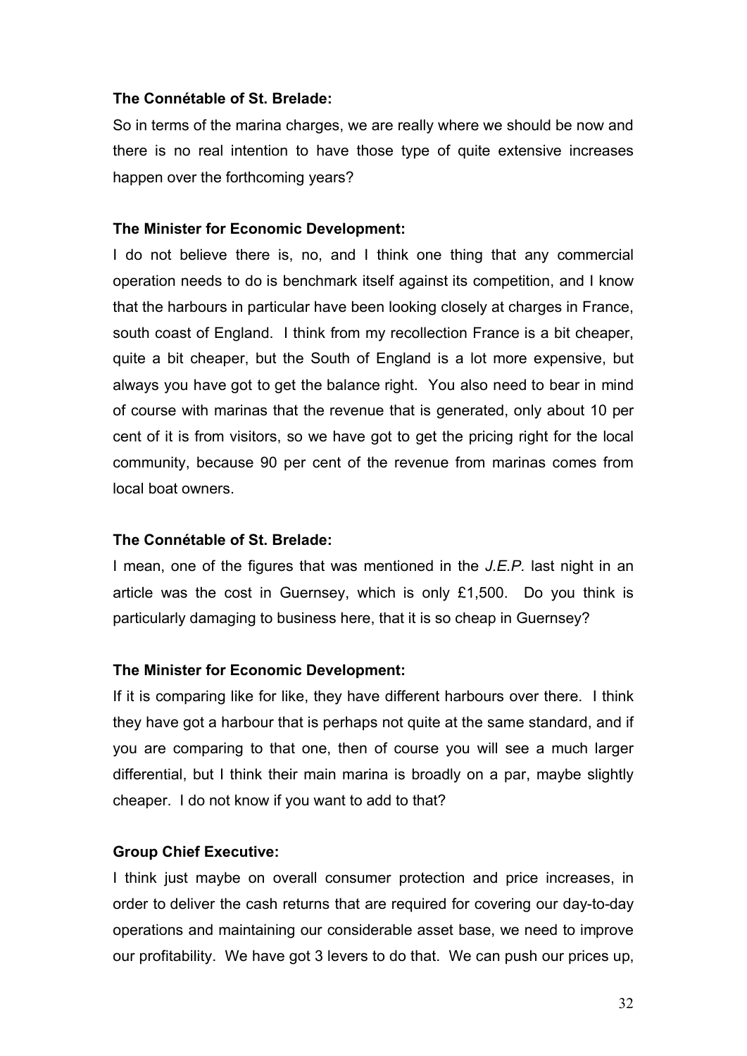**The Connétable of St. Brelade:**

So in terms of the marina charges, we are really where we should be now and there is no real intention to have those type of quite extensive increases happen over the forthcoming years?

**The Minister for Economic Development:**

I do not believe there is, no, and I think one thing that any commercial operation needs to do is benchmark itself against its competition, and I know that the harbours in particular have been looking closely at charges in France, south coast of England. I think from my recollection France is a bit cheaper, quite a bit cheaper, but the South of England is a lot more expensive, but always you have got to get the balance right. You also need to bear in mind of course with marinas that the revenue that is generated, only about 10 per cent of it is from visitors, so we have got to get the pricing right for the local community, because 90 per cent of the revenue from marinas comes from local boat owners.

**The Connétable of St. Brelade:**

I mean, one of the figures that was mentioned in the *J.E.P.* last night in an article was the cost in Guernsey, which is only £1,500. Do you think is particularly damaging to business here, that it is so cheap in Guernsey?

**The Minister for Economic Development:**

If it is comparing like for like, they have different harbours over there. I think they have got a harbour that is perhaps not quite at the same standard, and if you are comparing to that one, then of course you will see a much larger differential, but I think their main marina is broadly on a par, maybe slightly cheaper. I do not know if you want to add to that?

**Group Chief Executive:**

I think just maybe on overall consumer protection and price increases, in order to deliver the cash returns that are required for covering our day-to-day operations and maintaining our considerable asset base, we need to improve our profitability. We have got 3 levers to do that. We can push our prices up,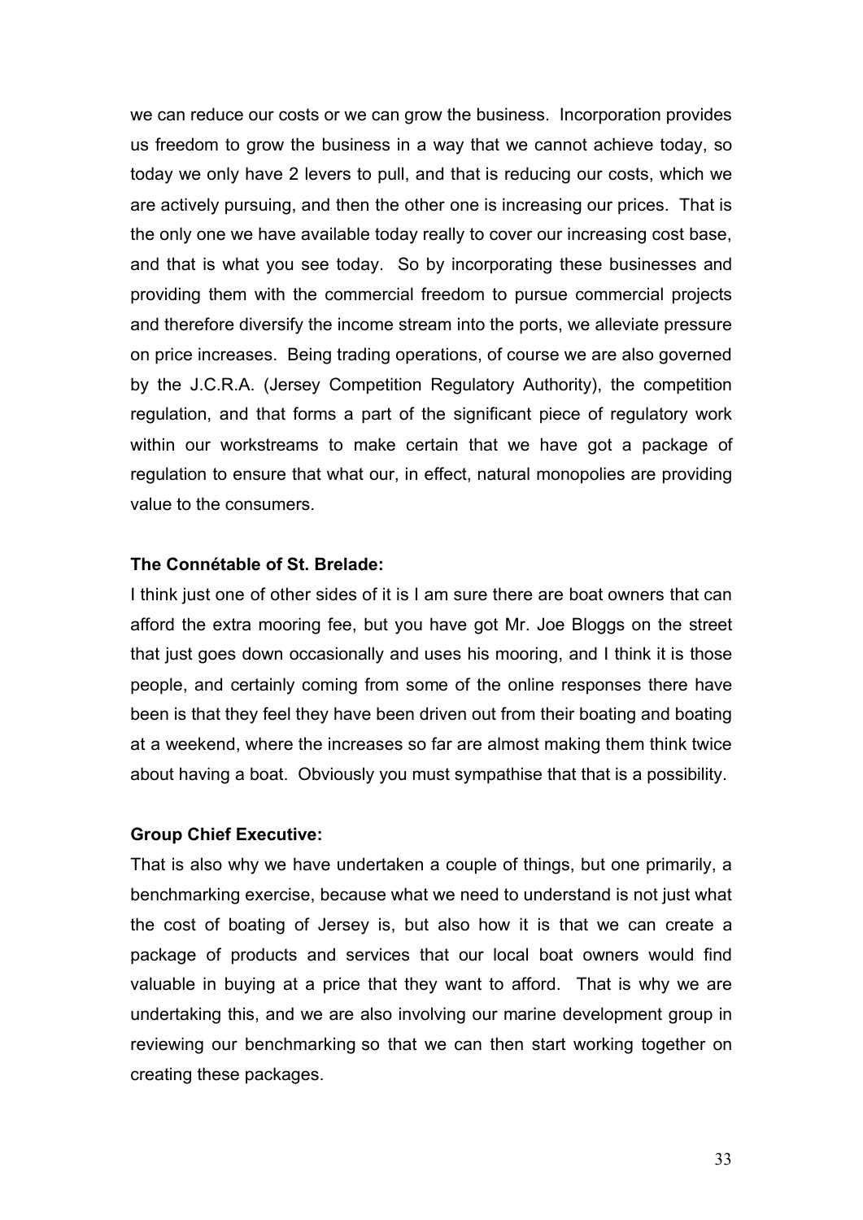we can reduce our costs or we can grow the business. Incorporation provides us freedom to grow the business in a way that we cannot achieve today, so today we only have 2 levers to pull, and that is reducing our costs, which we are actively pursuing, and then the other one is increasing our prices. That is the only one we have available today really to cover our increasing cost base, and that is what you see today. So by incorporating these businesses and providing them with the commercial freedom to pursue commercial projects and therefore diversify the income stream into the ports, we alleviate pressure on price increases. Being trading operations, of course we are also governed by the J.C.R.A. (Jersey Competition Regulatory Authority), the competition regulation, and that forms a part of the significant piece of regulatory work within our workstreams to make certain that we have got a package of regulation to ensure that what our, in effect, natural monopolies are providing value to the consumers.

**The Connétable of St. Brelade:**

I think just one of other sides of it is I am sure there are boat owners that can afford the extra mooring fee, but you have got Mr. Joe Bloggs on the street that just goes down occasionally and uses his mooring, and I think it is those people, and certainly coming from some of the online responses there have been is that they feel they have been driven out from their boating and boating at a weekend, where the increases so far are almost making them think twice about having a boat. Obviously you must sympathise that that is a possibility.

**Group Chief Executive:**

That is also why we have undertaken a couple of things, but one primarily, a benchmarking exercise, because what we need to understand is not just what the cost of boating of Jersey is, but also how it is that we can create a package of products and services that our local boat owners would find valuable in buying at a price that they want to afford. That is why we are undertaking this, and we are also involving our marine development group in reviewing our benchmarking so that we can then start working together on creating these packages.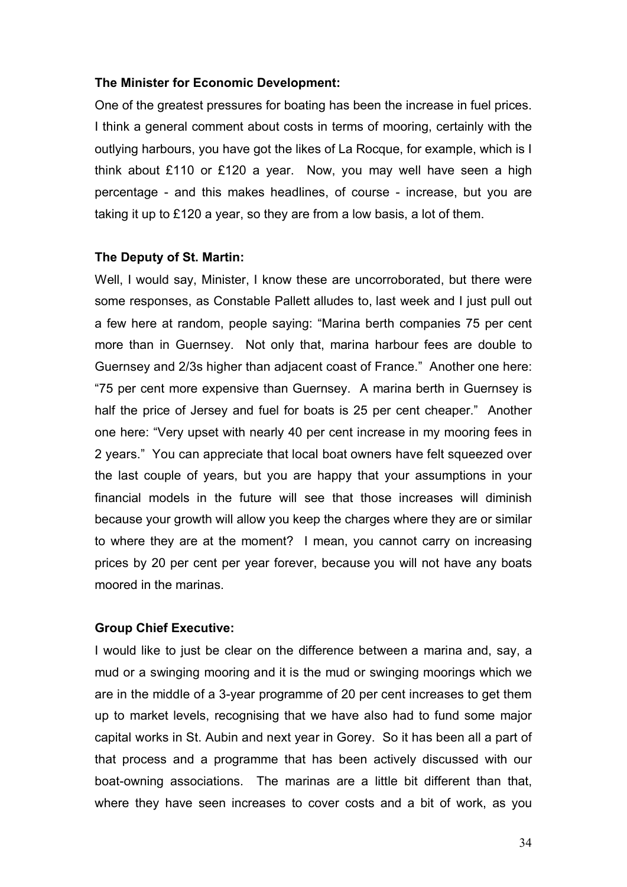**The Minister for Economic Development:**

One of the greatest pressures for boating has been the increase in fuel prices. I think a general comment about costs in terms of mooring, certainly with the outlying harbours, you have got the likes of La Rocque, for example, which is I think about £110 or £120 a year. Now, you may well have seen a high percentage - and this makes headlines, of course - increase, but you are taking it up to £120 a year, so they are from a low basis, a lot of them.

**The Deputy of St. Martin:**

Well, I would say, Minister, I know these are uncorroborated, but there were some responses, as Constable Pallett alludes to, last week and I just pull out a few here at random, people saying: "Marina berth companies 75 per cent more than in Guernsey. Not only that, marina harbour fees are double to Guernsey and 2/3s higher than adjacent coast of France." Another one here: "75 per cent more expensive than Guernsey. A marina berth in Guernsey is half the price of Jersey and fuel for boats is 25 per cent cheaper." Another one here: "Very upset with nearly 40 per cent increase in my mooring fees in 2 years." You can appreciate that local boat owners have felt squeezed over the last couple of years, but you are happy that your assumptions in your financial models in the future will see that those increases will diminish because your growth will allow you keep the charges where they are or similar to where they are at the moment? I mean, you cannot carry on increasing prices by 20 per cent per year forever, because you will not have any boats moored in the marinas.

**Group Chief Executive:**

I would like to just be clear on the difference between a marina and, say, a mud or a swinging mooring and it is the mud or swinging moorings which we are in the middle of a 3-year programme of 20 per cent increases to get them up to market levels, recognising that we have also had to fund some major capital works in St. Aubin and next year in Gorey. So it has been all a part of that process and a programme that has been actively discussed with our boat-owning associations. The marinas are a little bit different than that, where they have seen increases to cover costs and a bit of work, as you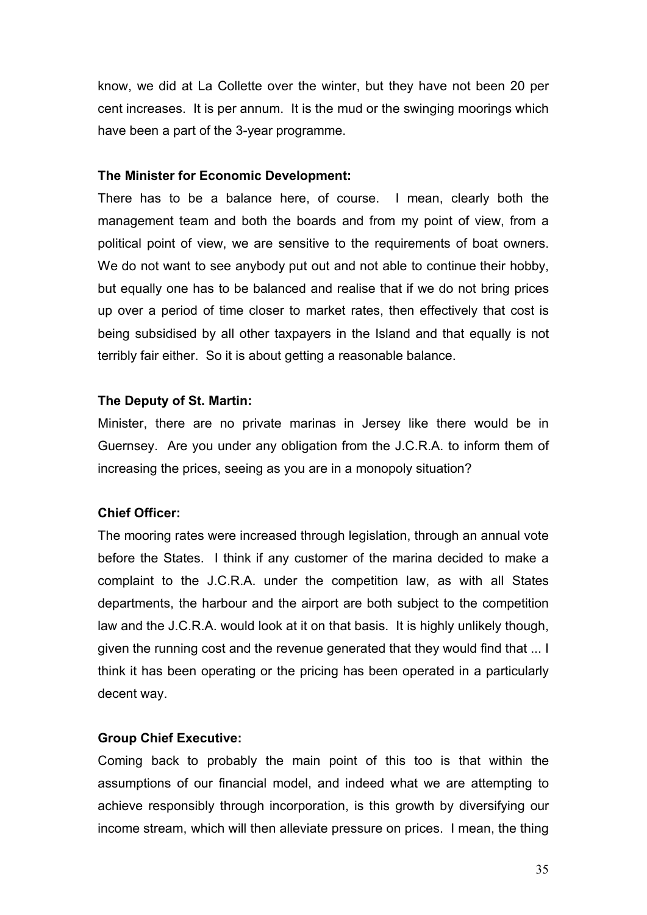know, we did at La Collette over the winter, but they have not been 20 per cent increases. It is per annum. It is the mud or the swinging moorings which have been a part of the 3-year programme.

**The Minister for Economic Development:**

There has to be a balance here, of course. I mean, clearly both the management team and both the boards and from my point of view, from a political point of view, we are sensitive to the requirements of boat owners. We do not want to see anybody put out and not able to continue their hobby, but equally one has to be balanced and realise that if we do not bring prices up over a period of time closer to market rates, then effectively that cost is being subsidised by all other taxpayers in the Island and that equally is not terribly fair either. So it is about getting a reasonable balance.

**The Deputy of St. Martin:**

Minister, there are no private marinas in Jersey like there would be in Guernsey. Are you under any obligation from the J.C.R.A. to inform them of increasing the prices, seeing as you are in a monopoly situation?

**Chief Officer:**

The mooring rates were increased through legislation, through an annual vote before the States. I think if any customer of the marina decided to make a complaint to the J.C.R.A. under the competition law, as with all States departments, the harbour and the airport are both subject to the competition law and the J.C.R.A. would look at it on that basis. It is highly unlikely though, given the running cost and the revenue generated that they would find that ... I think it has been operating or the pricing has been operated in a particularly decent way.

**Group Chief Executive:**

Coming back to probably the main point of this too is that within the assumptions of our financial model, and indeed what we are attempting to achieve responsibly through incorporation, is this growth by diversifying our income stream, which will then alleviate pressure on prices. I mean, the thing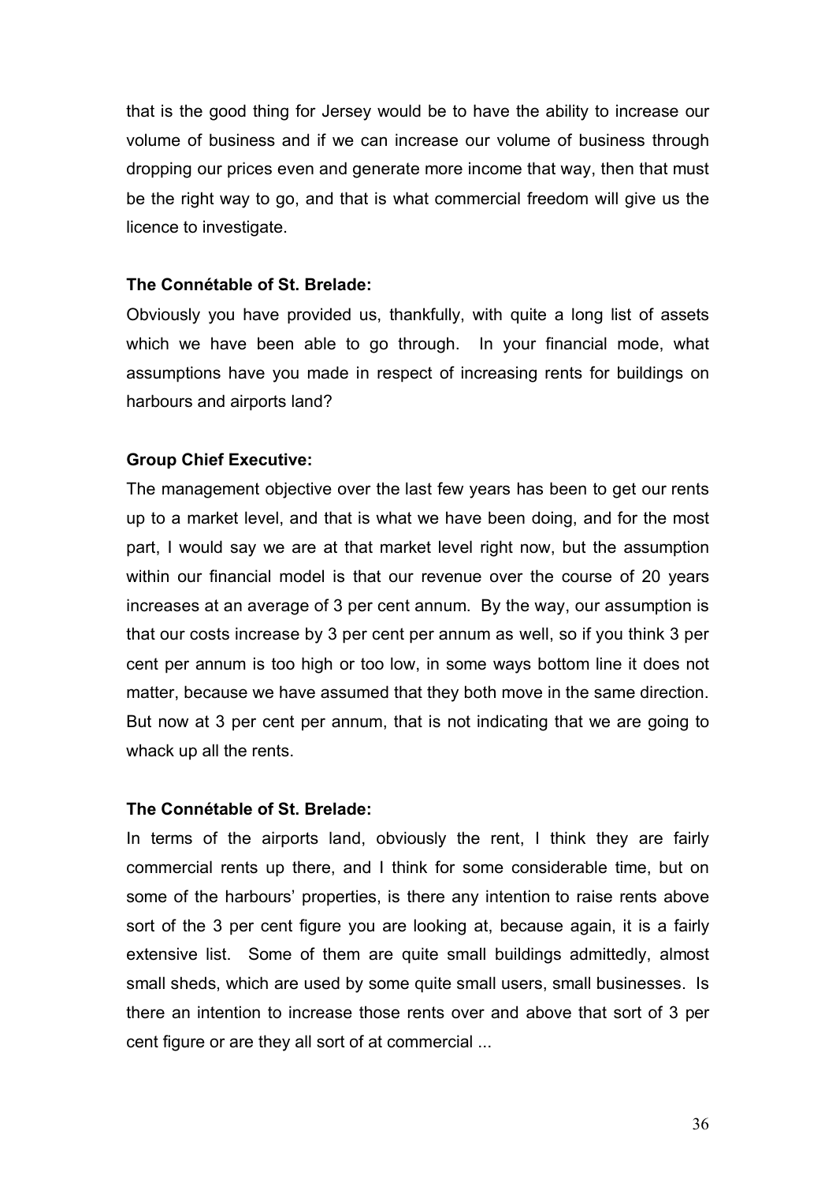that is the good thing for Jersey would be to have the ability to increase our volume of business and if we can increase our volume of business through dropping our prices even and generate more income that way, then that must be the right way to go, and that is what commercial freedom will give us the licence to investigate.

**The Connétable of St. Brelade:**

Obviously you have provided us, thankfully, with quite a long list of assets which we have been able to go through. In your financial mode, what assumptions have you made in respect of increasing rents for buildings on harbours and airports land?

**Group Chief Executive:**

The management objective over the last few years has been to get our rents up to a market level, and that is what we have been doing, and for the most part, I would say we are at that market level right now, but the assumption within our financial model is that our revenue over the course of 20 years increases at an average of 3 per cent annum. By the way, our assumption is that our costs increase by 3 per cent per annum as well, so if you think 3 per cent per annum is too high or too low, in some ways bottom line it does not matter, because we have assumed that they both move in the same direction. But now at 3 per cent per annum, that is not indicating that we are going to whack up all the rents.

**The Connétable of St. Brelade:**

In terms of the airports land, obviously the rent, I think they are fairly commercial rents up there, and I think for some considerable time, but on some of the harbours' properties, is there any intention to raise rents above sort of the 3 per cent figure you are looking at, because again, it is a fairly extensive list. Some of them are quite small buildings admittedly, almost small sheds, which are used by some quite small users, small businesses. Is there an intention to increase those rents over and above that sort of 3 per cent figure or are they all sort of at commercial ...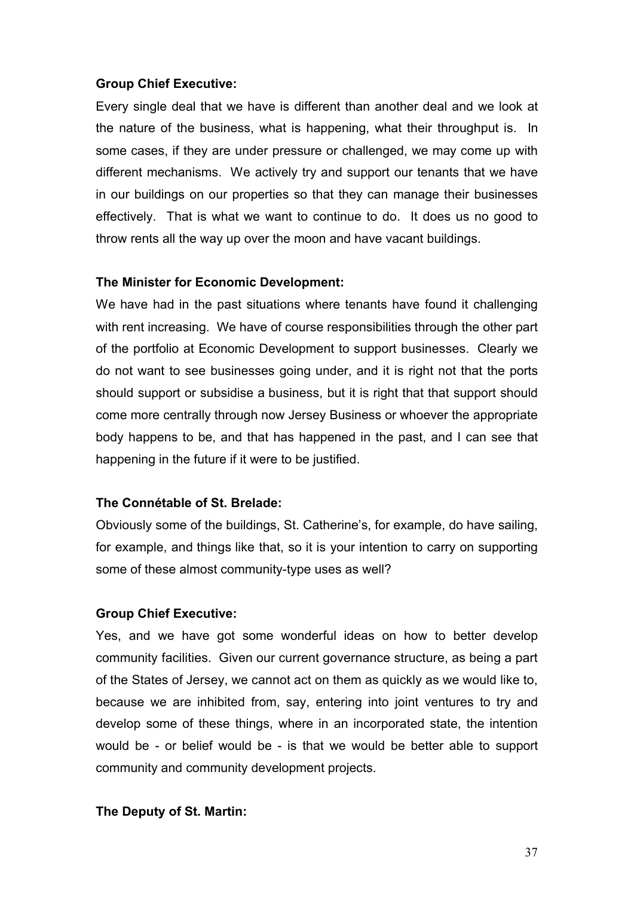**Group Chief Executive:**

Every single deal that we have is different than another deal and we look at the nature of the business, what is happening, what their throughput is. In some cases, if they are under pressure or challenged, we may come up with different mechanisms. We actively try and support our tenants that we have in our buildings on our properties so that they can manage their businesses effectively. That is what we want to continue to do. It does us no good to throw rents all the way up over the moon and have vacant buildings.

**The Minister for Economic Development:**

We have had in the past situations where tenants have found it challenging with rent increasing. We have of course responsibilities through the other part of the portfolio at Economic Development to support businesses. Clearly we do not want to see businesses going under, and it is right not that the ports should support or subsidise a business, but it is right that that support should come more centrally through now Jersey Business or whoever the appropriate body happens to be, and that has happened in the past, and I can see that happening in the future if it were to be justified.

**The Connétable of St. Brelade:**

Obviously some of the buildings, St. Catherine's, for example, do have sailing, for example, and things like that, so it is your intention to carry on supporting some of these almost community-type uses as well?

**Group Chief Executive:**

Yes, and we have got some wonderful ideas on how to better develop community facilities. Given our current governance structure, as being a part of the States of Jersey, we cannot act on them as quickly as we would like to, because we are inhibited from, say, entering into joint ventures to try and develop some of these things, where in an incorporated state, the intention would be - or belief would be - is that we would be better able to support community and community development projects.

**The Deputy of St. Martin:**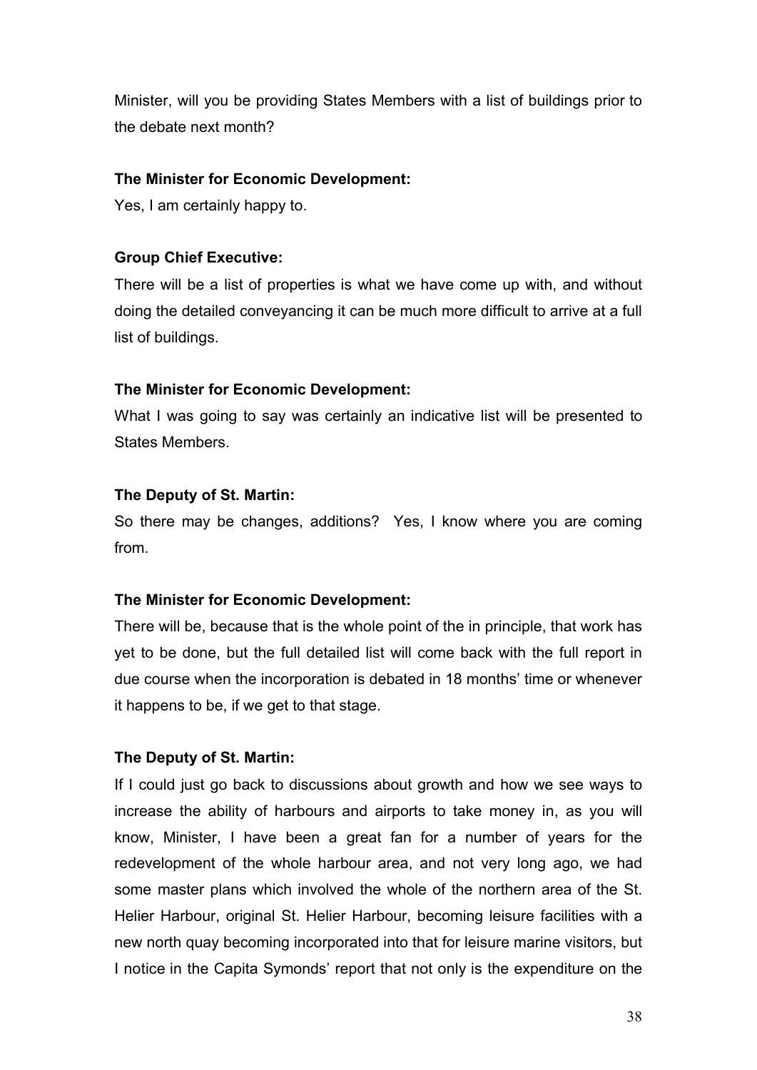Minister, will you be providing States Members with a list of buildings prior to the debate next month?

**The Minister for Economic Development:**

Yes, I am certainly happy to.

**Group Chief Executive:**

There will be a list of properties is what we have come up with, and without doing the detailed conveyancing it can be much more difficult to arrive at a full list of buildings.

**The Minister for Economic Development:**

What I was going to say was certainly an indicative list will be presented to States Members.

**The Deputy of St. Martin:**

So there may be changes, additions? Yes, I know where you are coming from.

**The Minister for Economic Development:**

There will be, because that is the whole point of the in principle, that work has yet to be done, but the full detailed list will come back with the full report in due course when the incorporation is debated in 18 months' time or whenever it happens to be, if we get to that stage.

**The Deputy of St. Martin:**

If I could just go back to discussions about growth and how we see ways to increase the ability of harbours and airports to take money in, as you will know, Minister, I have been a great fan for a number of years for the redevelopment of the whole harbour area, and not very long ago, we had some master plans which involved the whole of the northern area of the St. Helier Harbour, original St. Helier Harbour, becoming leisure facilities with a new north quay becoming incorporated into that for leisure marine visitors, but I notice in the Capita Symonds' report that not only is the expenditure on the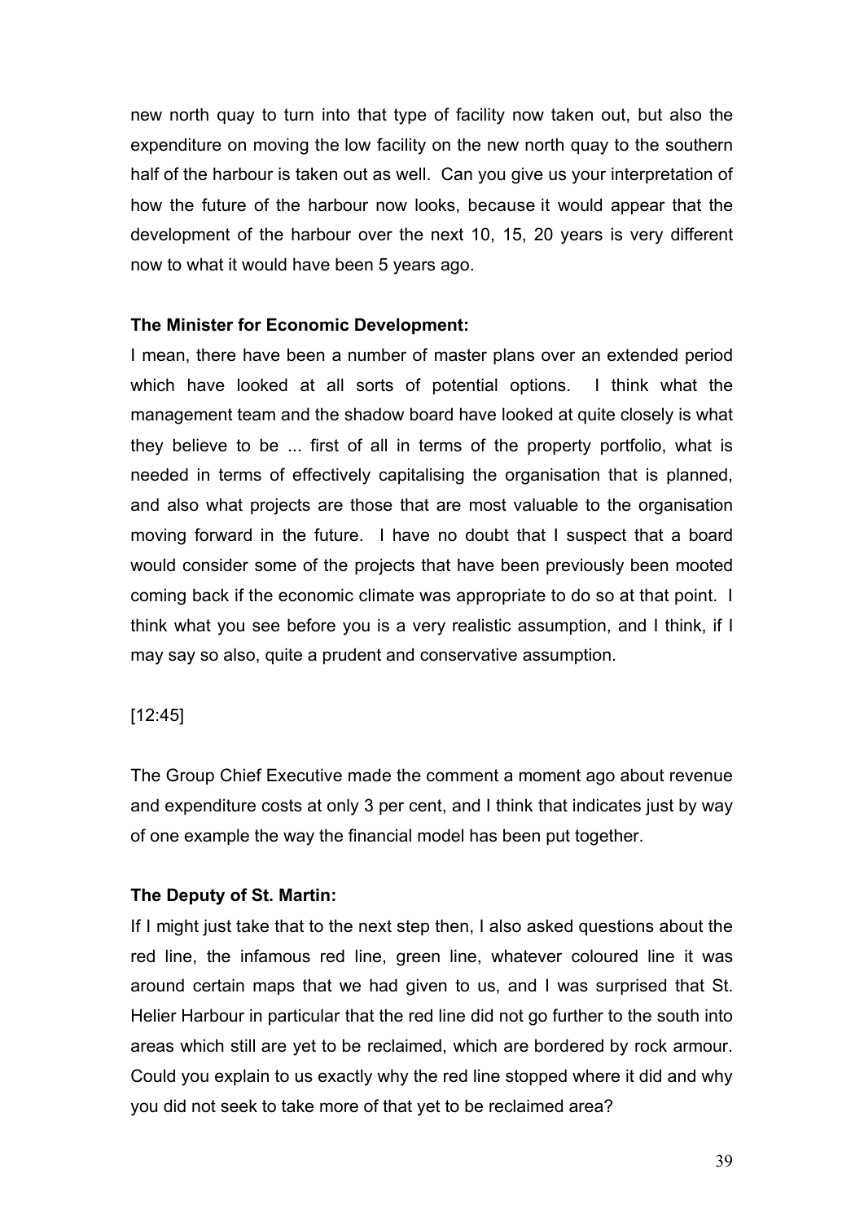new north quay to turn into that type of facility now taken out, but also the expenditure on moving the low facility on the new north quay to the southern half of the harbour is taken out as well. Can you give us your interpretation of how the future of the harbour now looks, because it would appear that the development of the harbour over the next 10, 15, 20 years is very different now to what it would have been 5 years ago.

**The Minister for Economic Development:**

I mean, there have been a number of master plans over an extended period which have looked at all sorts of potential options. I think what the management team and the shadow board have looked at quite closely is what they believe to be ... first of all in terms of the property portfolio, what is needed in terms of effectively capitalising the organisation that is planned, and also what projects are those that are most valuable to the organisation moving forward in the future. I have no doubt that I suspect that a board would consider some of the projects that have been previously been mooted coming back if the economic climate was appropriate to do so at that point. I think what you see before you is a very realistic assumption, and I think, if I may say so also, quite a prudent and conservative assumption.

[12:45]

The Group Chief Executive made the comment a moment ago about revenue and expenditure costs at only 3 per cent, and I think that indicates just by way of one example the way the financial model has been put together.

**The Deputy of St. Martin:**

If I might just take that to the next step then, I also asked questions about the red line, the infamous red line, green line, whatever coloured line it was around certain maps that we had given to us, and I was surprised that St. Helier Harbour in particular that the red line did not go further to the south into areas which still are yet to be reclaimed, which are bordered by rock armour. Could you explain to us exactly why the red line stopped where it did and why you did not seek to take more of that yet to be reclaimed area?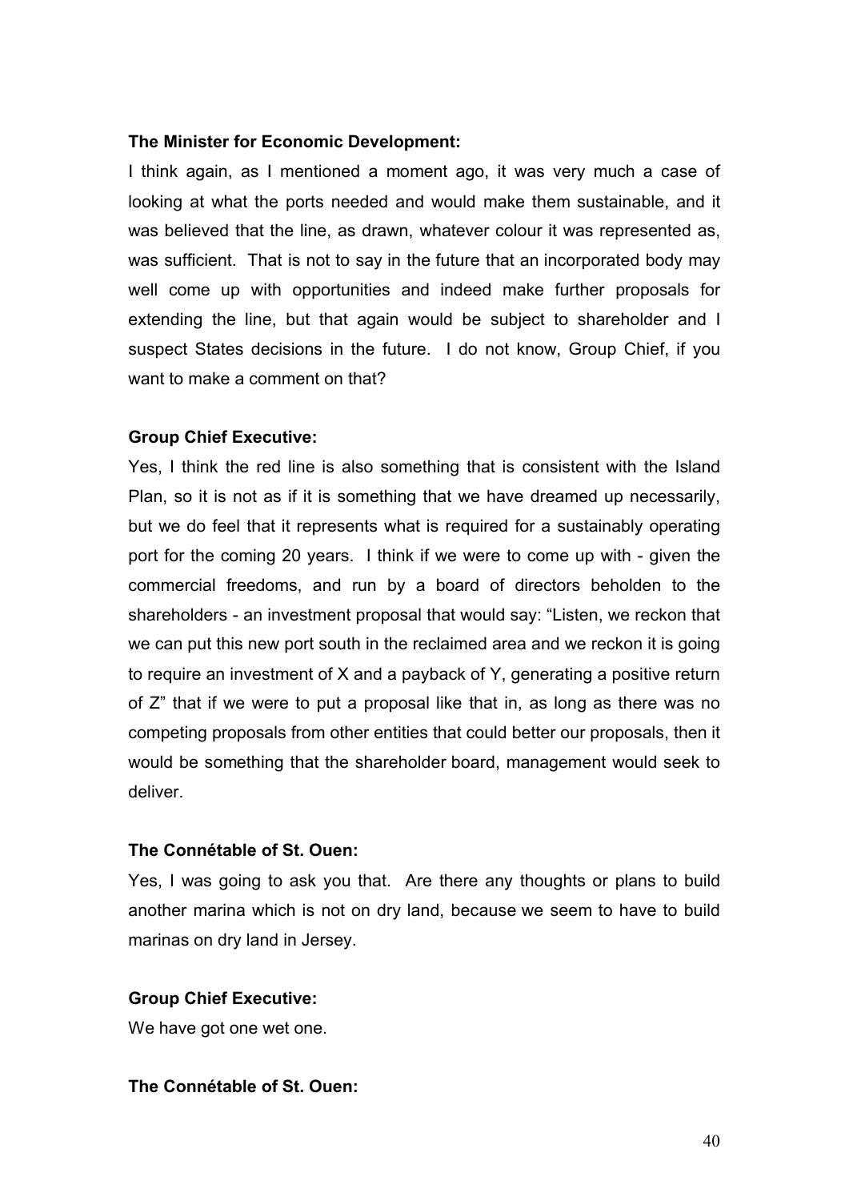**The Minister for Economic Development:**

I think again, as I mentioned a moment ago, it was very much a case of looking at what the ports needed and would make them sustainable, and it was believed that the line, as drawn, whatever colour it was represented as, was sufficient. That is not to say in the future that an incorporated body may well come up with opportunities and indeed make further proposals for extending the line, but that again would be subject to shareholder and I suspect States decisions in the future. I do not know, Group Chief, if you want to make a comment on that?

**Group Chief Executive:**

Yes, I think the red line is also something that is consistent with the Island Plan, so it is not as if it is something that we have dreamed up necessarily, but we do feel that it represents what is required for a sustainably operating port for the coming 20 years. I think if we were to come up with - given the commercial freedoms, and run by a board of directors beholden to the shareholders - an investment proposal that would say: "Listen, we reckon that we can put this new port south in the reclaimed area and we reckon it is going to require an investment of X and a payback of Y, generating a positive return of Z" that if we were to put a proposal like that in, as long as there was no competing proposals from other entities that could better our proposals, then it would be something that the shareholder board, management would seek to deliver.

**The Connétable of St. Ouen:**

Yes, I was going to ask you that. Are there any thoughts or plans to build another marina which is not on dry land, because we seem to have to build marinas on dry land in Jersey.

**Group Chief Executive:**

We have got one wet one.

**The Connétable of St. Ouen:**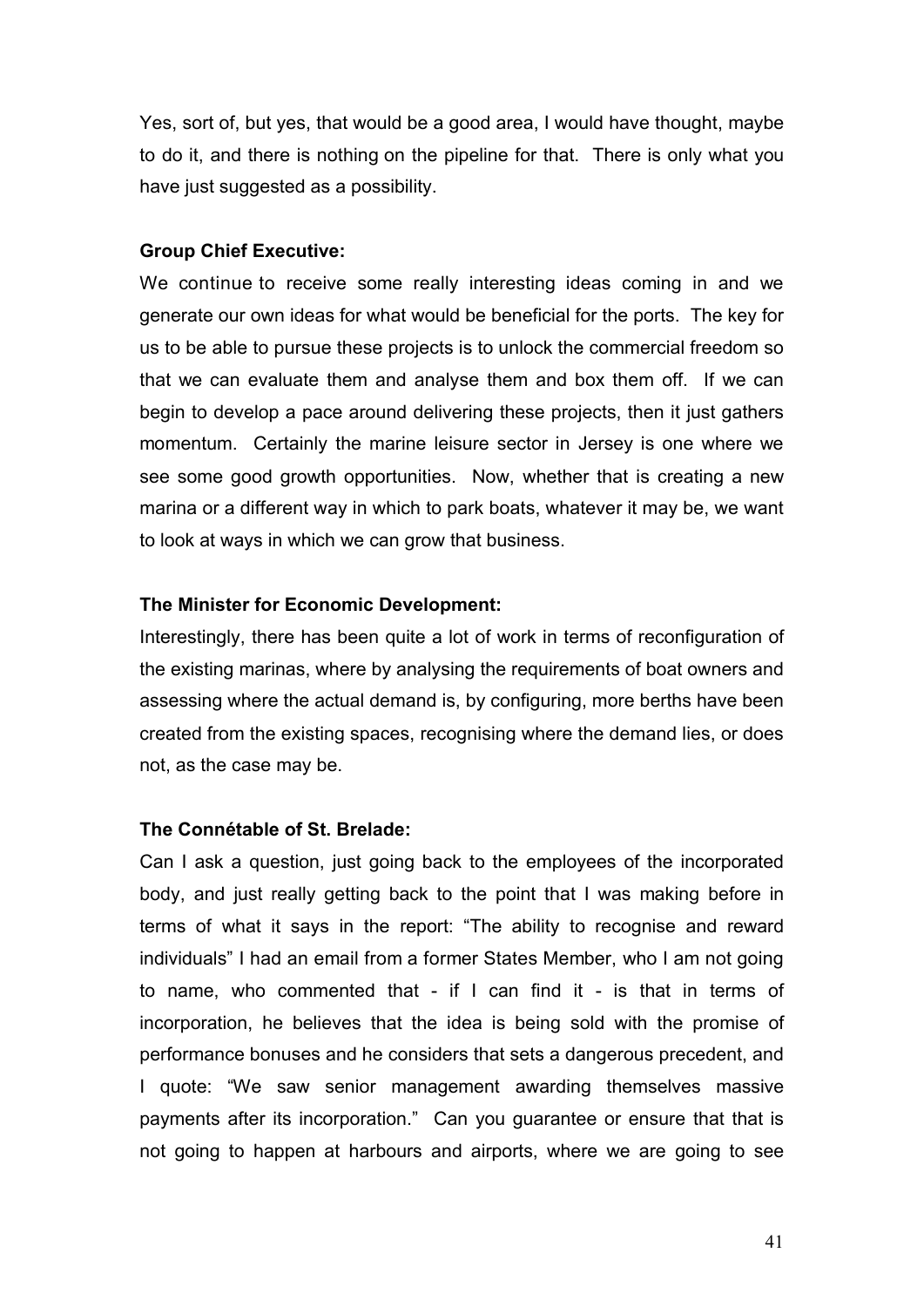Yes, sort of, but yes, that would be a good area, I would have thought, maybe to do it, and there is nothing on the pipeline for that. There is only what you have just suggested as a possibility.

**Group Chief Executive:**

We continue to receive some really interesting ideas coming in and we generate our own ideas for what would be beneficial for the ports. The key for us to be able to pursue these projects is to unlock the commercial freedom so that we can evaluate them and analyse them and box them off. If we can begin to develop a pace around delivering these projects, then it just gathers momentum. Certainly the marine leisure sector in Jersey is one where we see some good growth opportunities. Now, whether that is creating a new marina or a different way in which to park boats, whatever it may be, we want to look at ways in which we can grow that business.

**The Minister for Economic Development:**

Interestingly, there has been quite a lot of work in terms of reconfiguration of the existing marinas, where by analysing the requirements of boat owners and assessing where the actual demand is, by configuring, more berths have been created from the existing spaces, recognising where the demand lies, or does not, as the case may be.

**The Connétable of St. Brelade:**

Can I ask a question, just going back to the employees of the incorporated body, and just really getting back to the point that I was making before in terms of what it says in the report: "The ability to recognise and reward individuals" I had an email from a former States Member, who I am not going to name, who commented that - if I can find it - is that in terms of incorporation, he believes that the idea is being sold with the promise of performance bonuses and he considers that sets a dangerous precedent, and I quote: "We saw senior management awarding themselves massive payments after its incorporation." Can you guarantee or ensure that that is not going to happen at harbours and airports, where we are going to see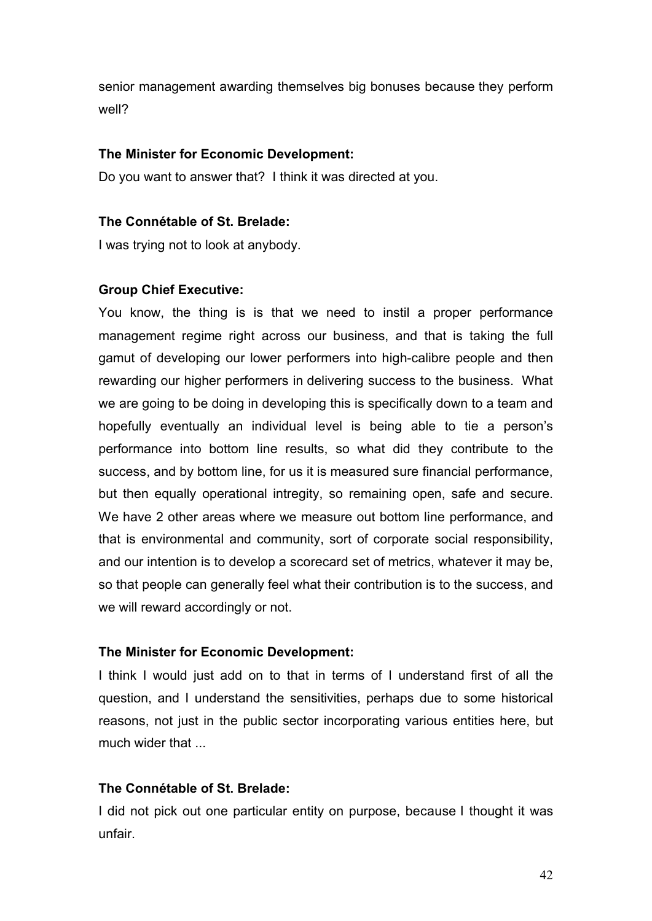senior management awarding themselves big bonuses because they perform well?

**The Minister for Economic Development:**

Do you want to answer that? I think it was directed at you.

**The Connétable of St. Brelade:**

I was trying not to look at anybody.

**Group Chief Executive:**

You know, the thing is is that we need to instil a proper performance management regime right across our business, and that is taking the full gamut of developing our lower performers into high-calibre people and then rewarding our higher performers in delivering success to the business. What we are going to be doing in developing this is specifically down to a team and hopefully eventually an individual level is being able to tie a person's performance into bottom line results, so what did they contribute to the success, and by bottom line, for us it is measured sure financial performance, but then equally operational intregity, so remaining open, safe and secure. We have 2 other areas where we measure out bottom line performance, and that is environmental and community, sort of corporate social responsibility, and our intention is to develop a scorecard set of metrics, whatever it may be, so that people can generally feel what their contribution is to the success, and we will reward accordingly or not.

**The Minister for Economic Development:**

I think I would just add on to that in terms of I understand first of all the question, and I understand the sensitivities, perhaps due to some historical reasons, not just in the public sector incorporating various entities here, but much wider that ...

**The Connétable of St. Brelade:**

I did not pick out one particular entity on purpose, because I thought it was unfair.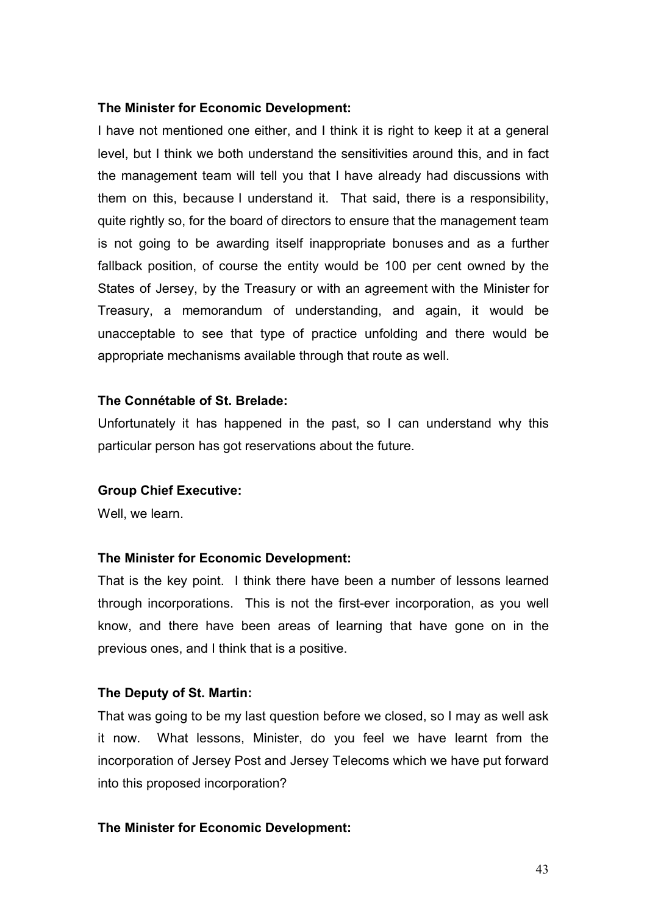**The Minister for Economic Development:**

I have not mentioned one either, and I think it is right to keep it at a general level, but I think we both understand the sensitivities around this, and in fact the management team will tell you that I have already had discussions with them on this, because I understand it. That said, there is a responsibility, quite rightly so, for the board of directors to ensure that the management team is not going to be awarding itself inappropriate bonuses and as a further fallback position, of course the entity would be 100 per cent owned by the States of Jersey, by the Treasury or with an agreement with the Minister for Treasury, a memorandum of understanding, and again, it would be unacceptable to see that type of practice unfolding and there would be appropriate mechanisms available through that route as well.

**The Connétable of St. Brelade:**

Unfortunately it has happened in the past, so I can understand why this particular person has got reservations about the future.

**Group Chief Executive:**

Well, we learn.

**The Minister for Economic Development:**

That is the key point. I think there have been a number of lessons learned through incorporations. This is not the first-ever incorporation, as you well know, and there have been areas of learning that have gone on in the previous ones, and I think that is a positive.

**The Deputy of St. Martin:**

That was going to be my last question before we closed, so I may as well ask it now. What lessons, Minister, do you feel we have learnt from the incorporation of Jersey Post and Jersey Telecoms which we have put forward into this proposed incorporation?

**The Minister for Economic Development:**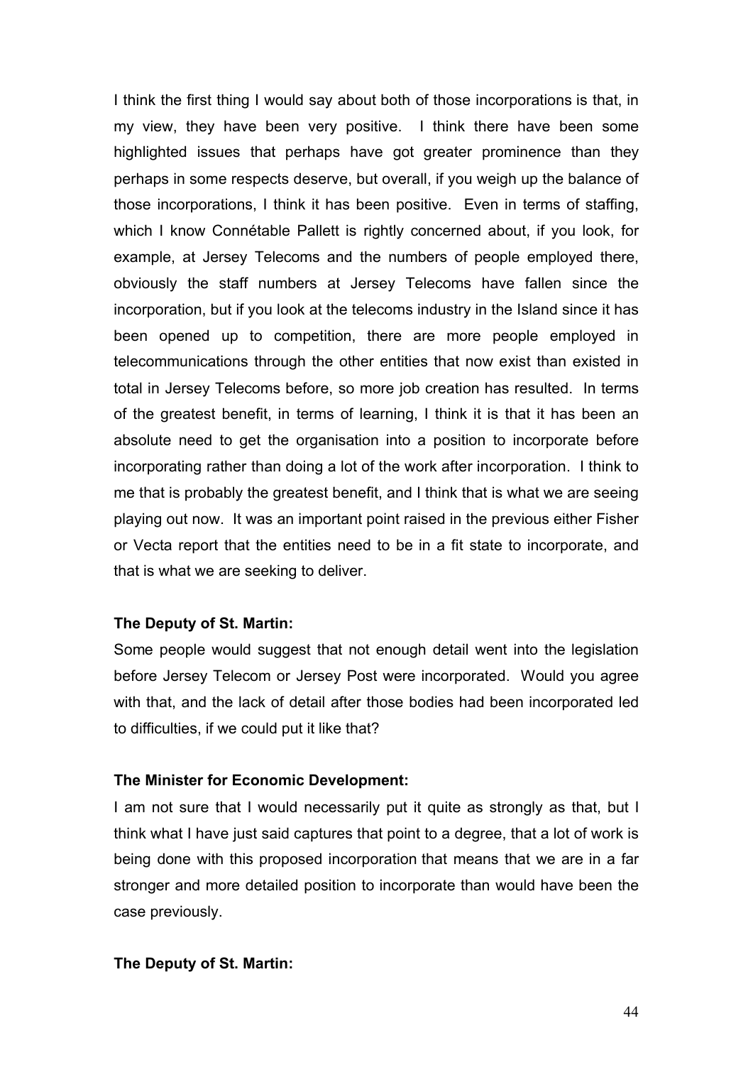I think the first thing I would say about both of those incorporations is that, in my view, they have been very positive. I think there have been some highlighted issues that perhaps have got greater prominence than they perhaps in some respects deserve, but overall, if you weigh up the balance of those incorporations, I think it has been positive. Even in terms of staffing, which I know Connétable Pallett is rightly concerned about, if you look, for example, at Jersey Telecoms and the numbers of people employed there, obviously the staff numbers at Jersey Telecoms have fallen since the incorporation, but if you look at the telecoms industry in the Island since it has been opened up to competition, there are more people employed in telecommunications through the other entities that now exist than existed in total in Jersey Telecoms before, so more job creation has resulted. In terms of the greatest benefit, in terms of learning, I think it is that it has been an absolute need to get the organisation into a position to incorporate before incorporating rather than doing a lot of the work after incorporation. I think to me that is probably the greatest benefit, and I think that is what we are seeing playing out now. It was an important point raised in the previous either Fisher or Vecta report that the entities need to be in a fit state to incorporate, and that is what we are seeking to deliver.

**The Deputy of St. Martin:**

Some people would suggest that not enough detail went into the legislation before Jersey Telecom or Jersey Post were incorporated. Would you agree with that, and the lack of detail after those bodies had been incorporated led to difficulties, if we could put it like that?

**The Minister for Economic Development:**

I am not sure that I would necessarily put it quite as strongly as that, but I think what I have just said captures that point to a degree, that a lot of work is being done with this proposed incorporation that means that we are in a far stronger and more detailed position to incorporate than would have been the case previously.

**The Deputy of St. Martin:**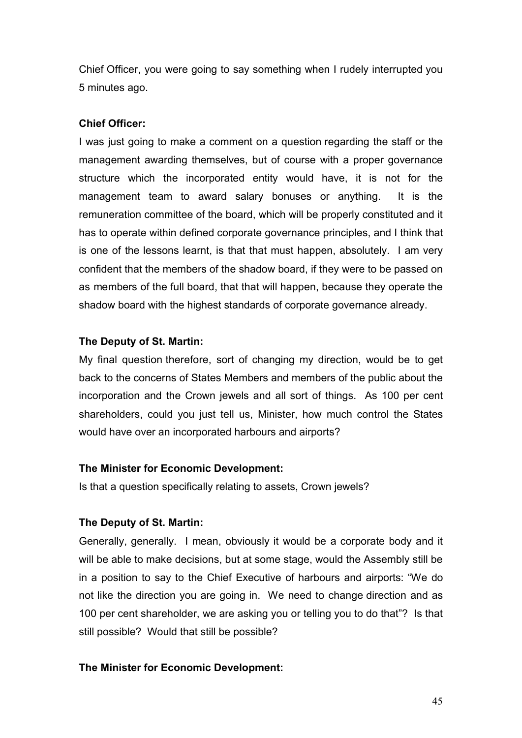Chief Officer, you were going to say something when I rudely interrupted you 5 minutes ago.

**Chief Officer:**

I was just going to make a comment on a question regarding the staff or the management awarding themselves, but of course with a proper governance structure which the incorporated entity would have, it is not for the management team to award salary bonuses or anything. It is the remuneration committee of the board, which will be properly constituted and it has to operate within defined corporate governance principles, and I think that is one of the lessons learnt, is that that must happen, absolutely. I am very confident that the members of the shadow board, if they were to be passed on as members of the full board, that that will happen, because they operate the shadow board with the highest standards of corporate governance already.

**The Deputy of St. Martin:**

My final question therefore, sort of changing my direction, would be to get back to the concerns of States Members and members of the public about the incorporation and the Crown jewels and all sort of things. As 100 per cent shareholders, could you just tell us, Minister, how much control the States would have over an incorporated harbours and airports?

**The Minister for Economic Development:**

Is that a question specifically relating to assets, Crown jewels?

**The Deputy of St. Martin:**

Generally, generally. I mean, obviously it would be a corporate body and it will be able to make decisions, but at some stage, would the Assembly still be in a position to say to the Chief Executive of harbours and airports: "We do not like the direction you are going in. We need to change direction and as 100 per cent shareholder, we are asking you or telling you to do that"? Is that still possible? Would that still be possible?

**The Minister for Economic Development:**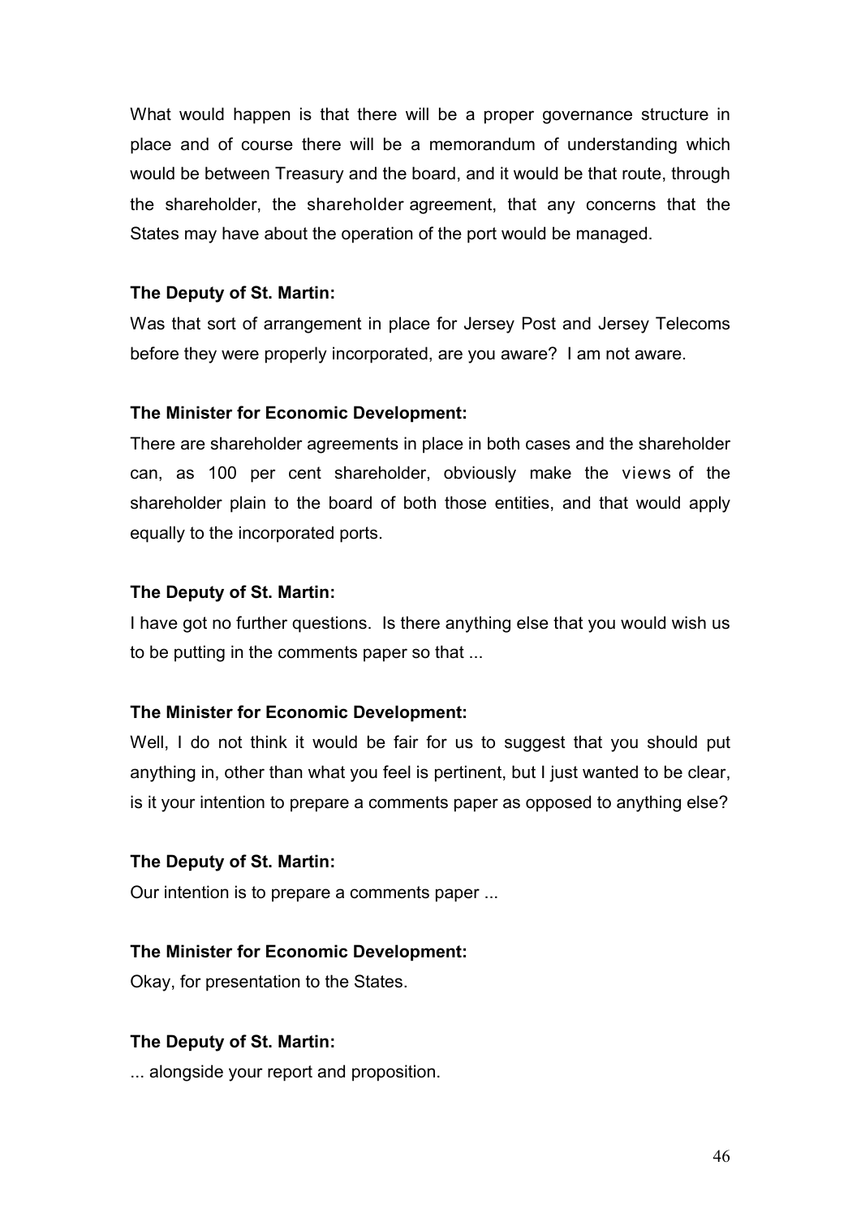What would happen is that there will be a proper governance structure in place and of course there will be a memorandum of understanding which would be between Treasury and the board, and it would be that route, through the shareholder, the shareholder agreement, that any concerns that the States may have about the operation of the port would be managed.

**The Deputy of St. Martin:**

Was that sort of arrangement in place for Jersey Post and Jersey Telecoms before they were properly incorporated, are you aware? I am not aware.

**The Minister for Economic Development:**

There are shareholder agreements in place in both cases and the shareholder can, as 100 per cent shareholder, obviously make the views of the shareholder plain to the board of both those entities, and that would apply equally to the incorporated ports.

**The Deputy of St. Martin:**

I have got no further questions. Is there anything else that you would wish us to be putting in the comments paper so that ...

**The Minister for Economic Development:**

Well, I do not think it would be fair for us to suggest that you should put anything in, other than what you feel is pertinent, but I just wanted to be clear, is it your intention to prepare a comments paper as opposed to anything else?

**The Deputy of St. Martin:**

Our intention is to prepare a comments paper ...

**The Minister for Economic Development:**

Okay, for presentation to the States.

**The Deputy of St. Martin:**

... alongside your report and proposition.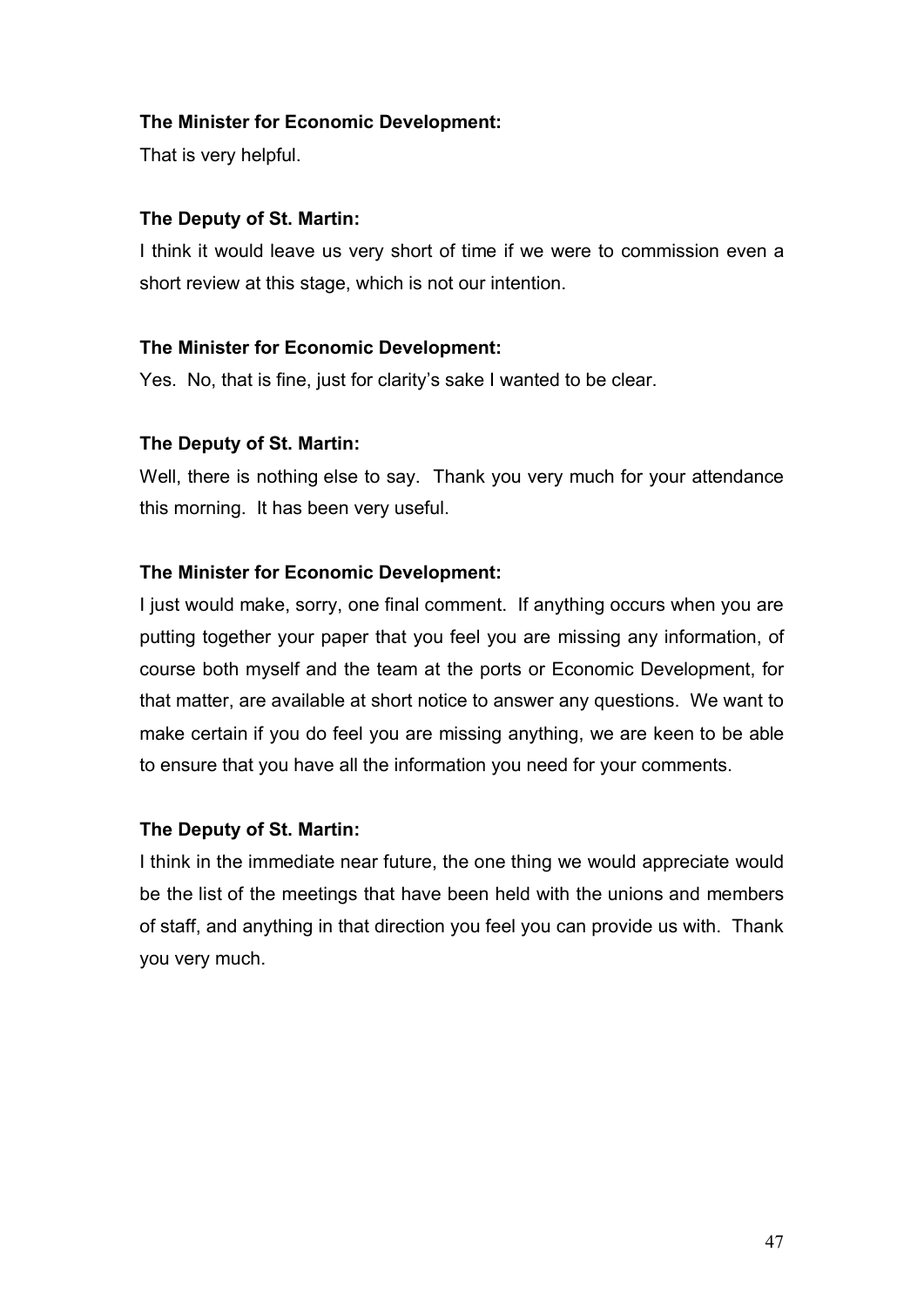**The Minister for Economic Development:**

That is very helpful.

**The Deputy of St. Martin:**

I think it would leave us very short of time if we were to commission even a short review at this stage, which is not our intention.

**The Minister for Economic Development:**

Yes. No, that is fine, just for clarity's sake I wanted to be clear.

**The Deputy of St. Martin:**

Well, there is nothing else to say. Thank you very much for your attendance this morning. It has been very useful.

**The Minister for Economic Development:**

I just would make, sorry, one final comment. If anything occurs when you are putting together your paper that you feel you are missing any information, of course both myself and the team at the ports or Economic Development, for that matter, are available at short notice to answer any questions. We want to make certain if you do feel you are missing anything, we are keen to be able to ensure that you have all the information you need for your comments.

**The Deputy of St. Martin:**

I think in the immediate near future, the one thing we would appreciate would be the list of the meetings that have been held with the unions and members of staff, and anything in that direction you feel you can provide us with. Thank you very much.